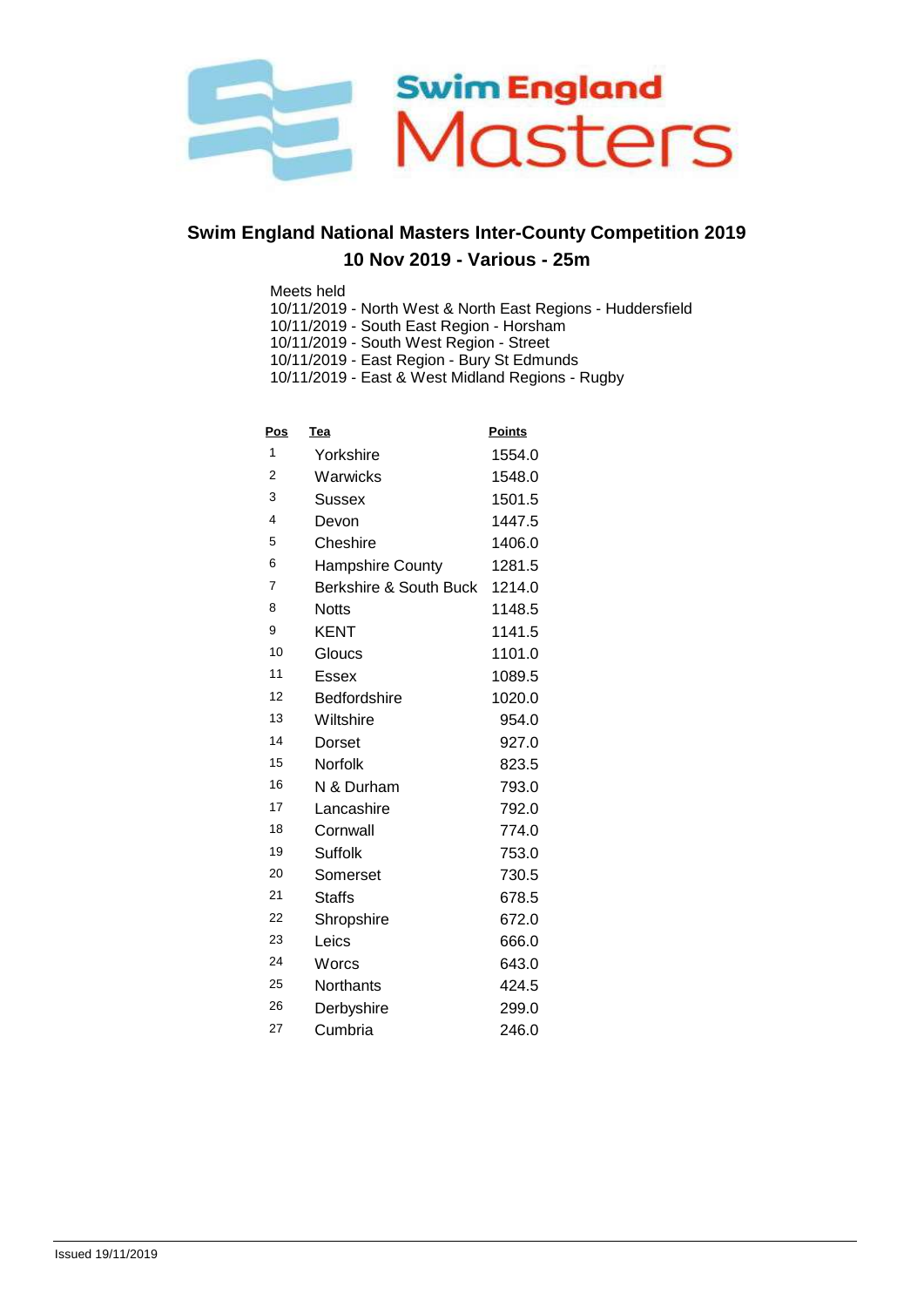Swim England Masters

# Swim England National Masters Inter-County Competition 2019

## 10 Nov 2019 - Various - 25m

Meets held
10/11/2019 - North West & North East Regions - Huddersfield
10/11/2019 - South East Region - Horsham
10/11/2019 - South West Region - Street
10/11/2019 - East Region - Bury St Edmunds
10/11/2019 - East & West Midland Regions - Rugby

| Pos | Tea | Points |
|---|---|---|
| 1 | Yorkshire | 1554.0 |
| 2 | Warwicks | 1548.0 |
| 3 | Sussex | 1501.5 |
| 4 | Devon | 1447.5 |
| 5 | Cheshire | 1406.0 |
| 6 | Hampshire County | 1281.5 |
| 7 | Berkshire & South Buck | 1214.0 |
| 8 | Notts | 1148.5 |
| 9 | KENT | 1141.5 |
| 10 | Gloucs | 1101.0 |
| 11 | Essex | 1089.5 |
| 12 | Bedfordshire | 1020.0 |
| 13 | Wiltshire | 954.0 |
| 14 | Dorset | 927.0 |
| 15 | Norfolk | 823.5 |
| 16 | N & Durham | 793.0 |
| 17 | Lancashire | 792.0 |
| 18 | Cornwall | 774.0 |
| 19 | Suffolk | 753.0 |
| 20 | Somerset | 730.5 |
| 21 | Staffs | 678.5 |
| 22 | Shropshire | 672.0 |
| 23 | Leics | 666.0 |
| 24 | Worcs | 643.0 |
| 25 | Northants | 424.5 |
| 26 | Derbyshire | 299.0 |
| 27 | Cumbria | 246.0 |

Issued 19/11/2019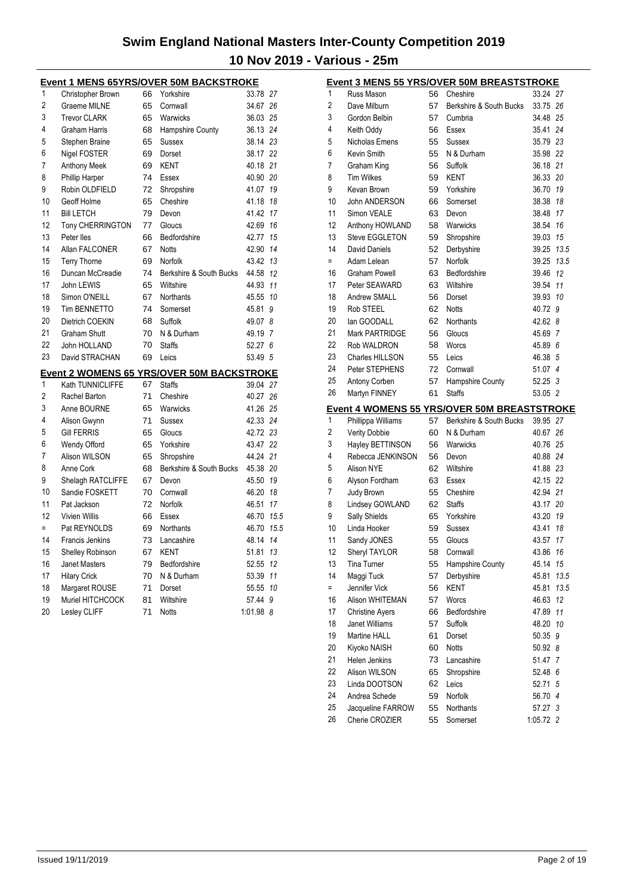# Swim England National Masters Inter-County Competition 2019

## 10 Nov 2019 - Various - 25m

### Event 1 MENS 65YRS/OVER 50M BACKSTROKE

| Place | Name | Age | County | Time | Points |
|---|---|---|---|---|---|
| 1 | Christopher Brown | 66 | Yorkshire | 33.78 | 27 |
| 2 | Graeme MILNE | 65 | Cornwall | 34.67 | 26 |
| 3 | Trevor CLARK | 65 | Warwicks | 36.03 | 25 |
| 4 | Graham Harris | 68 | Hampshire County | 36.13 | 24 |
| 5 | Stephen Braine | 65 | Sussex | 38.14 | 23 |
| 6 | Nigel FOSTER | 69 | Dorset | 38.17 | 22 |
| 7 | Anthony Meek | 69 | KENT | 40.18 | 21 |
| 8 | Phillip Harper | 74 | Essex | 40.90 | 20 |
| 9 | Robin OLDFIELD | 72 | Shropshire | 41.07 | 19 |
| 10 | Geoff Holme | 65 | Cheshire | 41.18 | 18 |
| 11 | Bill LETCH | 79 | Devon | 41.42 | 17 |
| 12 | Tony CHERRINGTON | 77 | Gloucs | 42.69 | 16 |
| 13 | Peter Iles | 66 | Bedfordshire | 42.77 | 15 |
| 14 | Allan FALCONER | 67 | Notts | 42.90 | 14 |
| 15 | Terry Thorne | 69 | Norfolk | 43.42 | 13 |
| 16 | Duncan McCreadie | 74 | Berkshire & South Bucks | 44.58 | 12 |
| 17 | John LEWIS | 65 | Wiltshire | 44.93 | 11 |
| 18 | Simon O'NEILL | 67 | Northants | 45.55 | 10 |
| 19 | Tim BENNETTO | 74 | Somerset | 45.81 | 9 |
| 20 | Dietrich COEKIN | 68 | Suffolk | 49.07 | 8 |
| 21 | Graham Shutt | 70 | N & Durham | 49.19 | 7 |
| 22 | John HOLLAND | 70 | Staffs | 52.27 | 6 |
| 23 | David STRACHAN | 69 | Leics | 53.49 | 5 |

### Event 2 WOMENS 65 YRS/OVER 50M BACKSTROKE

| Place | Name | Age | County | Time | Points |
|---|---|---|---|---|---|
| 1 | Kath TUNNICLIFFE | 67 | Staffs | 39.04 | 27 |
| 2 | Rachel Barton | 71 | Cheshire | 40.27 | 26 |
| 3 | Anne BOURNE | 65 | Warwicks | 41.26 | 25 |
| 4 | Alison Gwynn | 71 | Sussex | 42.33 | 24 |
| 5 | Gill FERRIS | 65 | Gloucs | 42.72 | 23 |
| 6 | Wendy Offord | 65 | Yorkshire | 43.47 | 22 |
| 7 | Alison WILSON | 65 | Shropshire | 44.24 | 21 |
| 8 | Anne Cork | 68 | Berkshire & South Bucks | 45.38 | 20 |
| 9 | Shelagh RATCLIFFE | 67 | Devon | 45.50 | 19 |
| 10 | Sandie FOSKETT | 70 | Cornwall | 46.20 | 18 |
| 11 | Pat Jackson | 72 | Norfolk | 46.51 | 17 |
| 12 | Vivien Willis | 66 | Essex | 46.70 | 15.5 |
| = | Pat REYNOLDS | 69 | Northants | 46.70 | 15.5 |
| 14 | Francis Jenkins | 73 | Lancashire | 48.14 | 14 |
| 15 | Shelley Robinson | 67 | KENT | 51.81 | 13 |
| 16 | Janet Masters | 79 | Bedfordshire | 52.55 | 12 |
| 17 | Hilary Crick | 70 | N & Durham | 53.39 | 11 |
| 18 | Margaret ROUSE | 71 | Dorset | 55.55 | 10 |
| 19 | Muriel HITCHCOCK | 81 | Wiltshire | 57.44 | 9 |
| 20 | Lesley CLIFF | 71 | Notts | 1:01.98 | 8 |

### Event 3 MENS 55 YRS/OVER 50M BREASTSTROKE

| Place | Name | Age | County | Time | Points |
|---|---|---|---|---|---|
| 1 | Russ Mason | 56 | Cheshire | 33.24 | 27 |
| 2 | Dave Milburn | 57 | Berkshire & South Bucks | 33.75 | 26 |
| 3 | Gordon Belbin | 57 | Cumbria | 34.48 | 25 |
| 4 | Keith Oddy | 56 | Essex | 35.41 | 24 |
| 5 | Nicholas Emens | 55 | Sussex | 35.79 | 23 |
| 6 | Kevin Smith | 55 | N & Durham | 35.98 | 22 |
| 7 | Graham King | 56 | Suffolk | 36.18 | 21 |
| 8 | Tim Wilkes | 59 | KENT | 36.33 | 20 |
| 9 | Kevan Brown | 59 | Yorkshire | 36.70 | 19 |
| 10 | John ANDERSON | 66 | Somerset | 38.38 | 18 |
| 11 | Simon VEALE | 63 | Devon | 38.48 | 17 |
| 12 | Anthony HOWLAND | 58 | Warwicks | 38.54 | 16 |
| 13 | Steve EGGLETON | 59 | Shropshire | 39.03 | 15 |
| 14 | David Daniels | 52 | Derbyshire | 39.25 | 13.5 |
| = | Adam Lelean | 57 | Norfolk | 39.25 | 13.5 |
| 16 | Graham Powell | 63 | Bedfordshire | 39.46 | 12 |
| 17 | Peter SEAWARD | 63 | Wiltshire | 39.54 | 11 |
| 18 | Andrew SMALL | 56 | Dorset | 39.93 | 10 |
| 19 | Rob STEEL | 62 | Notts | 40.72 | 9 |
| 20 | Ian GOODALL | 62 | Northants | 42.62 | 8 |
| 21 | Mark PARTRIDGE | 56 | Gloucs | 45.69 | 7 |
| 22 | Rob WALDRON | 58 | Worcs | 45.89 | 6 |
| 23 | Charles HILLSON | 55 | Leics | 46.38 | 5 |
| 24 | Peter STEPHENS | 72 | Cornwall | 51.07 | 4 |
| 25 | Antony Corben | 57 | Hampshire County | 52.25 | 3 |
| 26 | Martyn FINNEY | 61 | Staffs | 53.05 | 2 |

### Event 4 WOMENS 55 YRS/OVER 50M BREASTSTROKE

| Place | Name | Age | County | Time | Points |
|---|---|---|---|---|---|
| 1 | Phillippa Williams | 57 | Berkshire & South Bucks | 39.95 | 27 |
| 2 | Verity Dobbie | 60 | N & Durham | 40.67 | 26 |
| 3 | Hayley BETTINSON | 56 | Warwicks | 40.76 | 25 |
| 4 | Rebecca JENKINSON | 56 | Devon | 40.88 | 24 |
| 5 | Alison NYE | 62 | Wiltshire | 41.88 | 23 |
| 6 | Alyson Fordham | 63 | Essex | 42.15 | 22 |
| 7 | Judy Brown | 55 | Cheshire | 42.94 | 21 |
| 8 | Lindsey GOWLAND | 62 | Staffs | 43.17 | 20 |
| 9 | Sally Shields | 65 | Yorkshire | 43.20 | 19 |
| 10 | Linda Hooker | 59 | Sussex | 43.41 | 18 |
| 11 | Sandy JONES | 55 | Gloucs | 43.57 | 17 |
| 12 | Sheryl TAYLOR | 58 | Cornwall | 43.86 | 16 |
| 13 | Tina Turner | 55 | Hampshire County | 45.14 | 15 |
| 14 | Maggi Tuck | 57 | Derbyshire | 45.81 | 13.5 |
| = | Jennifer Vick | 56 | KENT | 45.81 | 13.5 |
| 16 | Alison WHITEMAN | 57 | Worcs | 46.63 | 12 |
| 17 | Christine Ayers | 66 | Bedfordshire | 47.89 | 11 |
| 18 | Janet Williams | 57 | Suffolk | 48.20 | 10 |
| 19 | Martine HALL | 61 | Dorset | 50.35 | 9 |
| 20 | Kiyoko NAISH | 60 | Notts | 50.92 | 8 |
| 21 | Helen Jenkins | 73 | Lancashire | 51.47 | 7 |
| 22 | Alison WILSON | 65 | Shropshire | 52.48 | 6 |
| 23 | Linda DOOTSON | 62 | Leics | 52.71 | 5 |
| 24 | Andrea Schede | 59 | Norfolk | 56.70 | 4 |
| 25 | Jacqueline FARROW | 55 | Northants | 57.27 | 3 |
| 26 | Cherie CROZIER | 55 | Somerset | 1:05.72 | 2 |

Issued 19/11/2019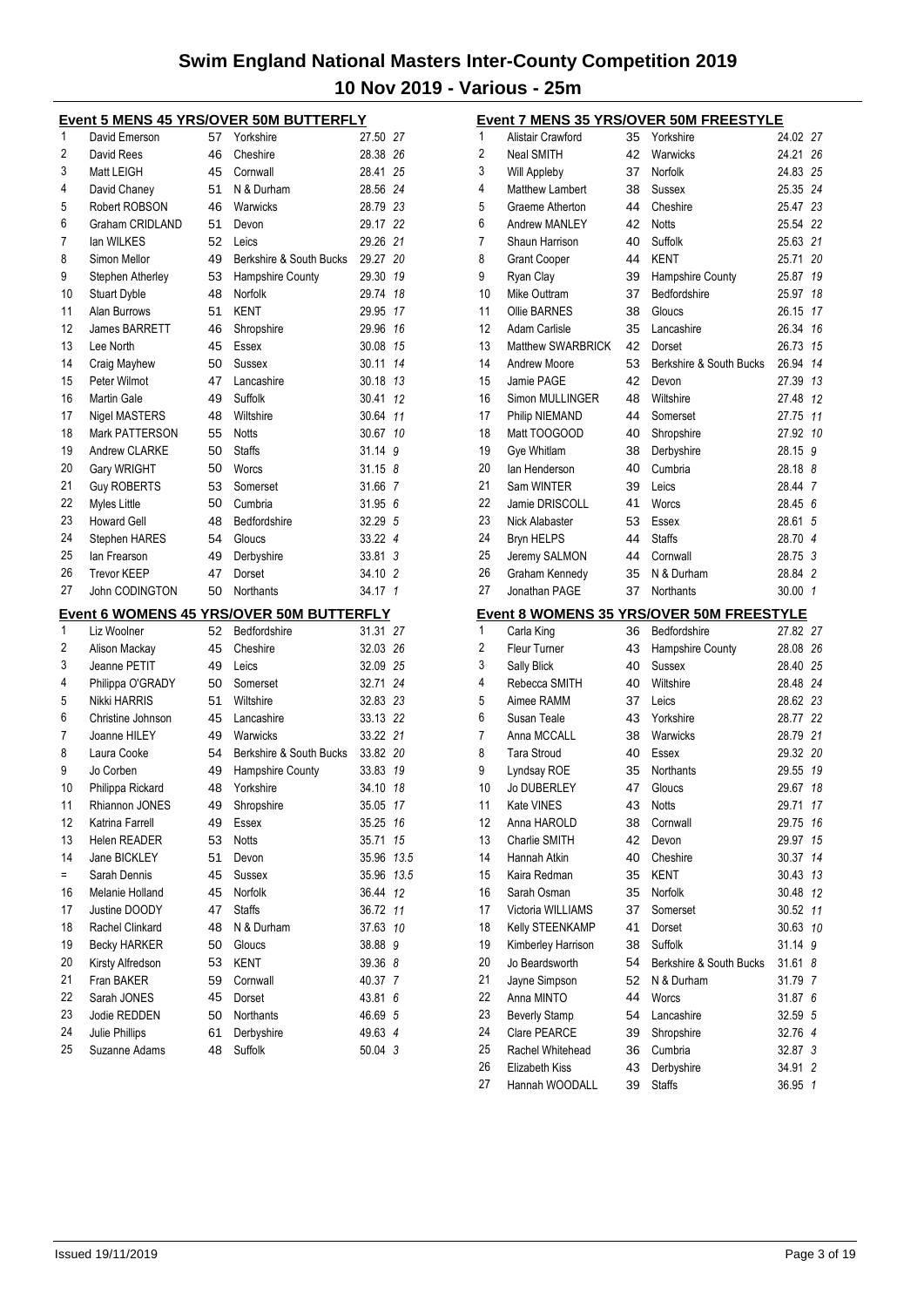# Swim England National Masters Inter-County Competition 2019

## 10 Nov 2019 - Various - 25m

### Event 5 MENS 45 YRS/OVER 50M BUTTERFLY

| Place | Name | Age | County | Time | Points |
|---|---|---|---|---|---|
| 1 | David Emerson | 57 | Yorkshire | 27.50 | 27 |
| 2 | David Rees | 46 | Cheshire | 28.38 | 26 |
| 3 | Matt LEIGH | 45 | Cornwall | 28.41 | 25 |
| 4 | David Chaney | 51 | N & Durham | 28.56 | 24 |
| 5 | Robert ROBSON | 46 | Warwicks | 28.79 | 23 |
| 6 | Graham CRIDLAND | 51 | Devon | 29.17 | 22 |
| 7 | Ian WILKES | 52 | Leics | 29.26 | 21 |
| 8 | Simon Mellor | 49 | Berkshire & South Bucks | 29.27 | 20 |
| 9 | Stephen Atherley | 53 | Hampshire County | 29.30 | 19 |
| 10 | Stuart Dyble | 48 | Norfolk | 29.74 | 18 |
| 11 | Alan Burrows | 51 | KENT | 29.95 | 17 |
| 12 | James BARRETT | 46 | Shropshire | 29.96 | 16 |
| 13 | Lee North | 45 | Essex | 30.08 | 15 |
| 14 | Craig Mayhew | 50 | Sussex | 30.11 | 14 |
| 15 | Peter Wilmot | 47 | Lancashire | 30.18 | 13 |
| 16 | Martin Gale | 49 | Suffolk | 30.41 | 12 |
| 17 | Nigel MASTERS | 48 | Wiltshire | 30.64 | 11 |
| 18 | Mark PATTERSON | 55 | Notts | 30.67 | 10 |
| 19 | Andrew CLARKE | 50 | Staffs | 31.14 | 9 |
| 20 | Gary WRIGHT | 50 | Worcs | 31.15 | 8 |
| 21 | Guy ROBERTS | 53 | Somerset | 31.66 | 7 |
| 22 | Myles Little | 50 | Cumbria | 31.95 | 6 |
| 23 | Howard Gell | 48 | Bedfordshire | 32.29 | 5 |
| 24 | Stephen HARES | 54 | Gloucs | 33.22 | 4 |
| 25 | Ian Frearson | 49 | Derbyshire | 33.81 | 3 |
| 26 | Trevor KEEP | 47 | Dorset | 34.10 | 2 |
| 27 | John CODINGTON | 50 | Northants | 34.17 | 1 |

### Event 6 WOMENS 45 YRS/OVER 50M BUTTERFLY

| Place | Name | Age | County | Time | Points |
|---|---|---|---|---|---|
| 1 | Liz Woolner | 52 | Bedfordshire | 31.31 | 27 |
| 2 | Alison Mackay | 45 | Cheshire | 32.03 | 26 |
| 3 | Jeanne PETIT | 49 | Leics | 32.09 | 25 |
| 4 | Philippa O'GRADY | 50 | Somerset | 32.71 | 24 |
| 5 | Nikki HARRIS | 51 | Wiltshire | 32.83 | 23 |
| 6 | Christine Johnson | 45 | Lancashire | 33.13 | 22 |
| 7 | Joanne HILEY | 49 | Warwicks | 33.22 | 21 |
| 8 | Laura Cooke | 54 | Berkshire & South Bucks | 33.82 | 20 |
| 9 | Jo Corben | 49 | Hampshire County | 33.83 | 19 |
| 10 | Philippa Rickard | 48 | Yorkshire | 34.10 | 18 |
| 11 | Rhiannon JONES | 49 | Shropshire | 35.05 | 17 |
| 12 | Katrina Farrell | 49 | Essex | 35.25 | 16 |
| 13 | Helen READER | 53 | Notts | 35.71 | 15 |
| 14 | Jane BICKLEY | 51 | Devon | 35.96 | 13.5 |
| = | Sarah Dennis | 45 | Sussex | 35.96 | 13.5 |
| 16 | Melanie Holland | 45 | Norfolk | 36.44 | 12 |
| 17 | Justine DOODY | 47 | Staffs | 36.72 | 11 |
| 18 | Rachel Clinkard | 48 | N & Durham | 37.63 | 10 |
| 19 | Becky HARKER | 50 | Gloucs | 38.88 | 9 |
| 20 | Kirsty Alfredson | 53 | KENT | 39.36 | 8 |
| 21 | Fran BAKER | 59 | Cornwall | 40.37 | 7 |
| 22 | Sarah JONES | 45 | Dorset | 43.81 | 6 |
| 23 | Jodie REDDEN | 50 | Northants | 46.69 | 5 |
| 24 | Julie Phillips | 61 | Derbyshire | 49.63 | 4 |
| 25 | Suzanne Adams | 48 | Suffolk | 50.04 | 3 |

### Event 7 MENS 35 YRS/OVER 50M FREESTYLE

| Place | Name | Age | County | Time | Points |
|---|---|---|---|---|---|
| 1 | Alistair Crawford | 35 | Yorkshire | 24.02 | 27 |
| 2 | Neal SMITH | 42 | Warwicks | 24.21 | 26 |
| 3 | Will Appleby | 37 | Norfolk | 24.83 | 25 |
| 4 | Matthew Lambert | 38 | Sussex | 25.35 | 24 |
| 5 | Graeme Atherton | 44 | Cheshire | 25.47 | 23 |
| 6 | Andrew MANLEY | 42 | Notts | 25.54 | 22 |
| 7 | Shaun Harrison | 40 | Suffolk | 25.63 | 21 |
| 8 | Grant Cooper | 44 | KENT | 25.71 | 20 |
| 9 | Ryan Clay | 39 | Hampshire County | 25.87 | 19 |
| 10 | Mike Outtram | 37 | Bedfordshire | 25.97 | 18 |
| 11 | Ollie BARNES | 38 | Gloucs | 26.15 | 17 |
| 12 | Adam Carlisle | 35 | Lancashire | 26.34 | 16 |
| 13 | Matthew SWARBRICK | 42 | Dorset | 26.73 | 15 |
| 14 | Andrew Moore | 53 | Berkshire & South Bucks | 26.94 | 14 |
| 15 | Jamie PAGE | 42 | Devon | 27.39 | 13 |
| 16 | Simon MULLINGER | 48 | Wiltshire | 27.48 | 12 |
| 17 | Philip NIEMAND | 44 | Somerset | 27.75 | 11 |
| 18 | Matt TOOGOOD | 40 | Shropshire | 27.92 | 10 |
| 19 | Gye Whitlam | 38 | Derbyshire | 28.15 | 9 |
| 20 | Ian Henderson | 40 | Cumbria | 28.18 | 8 |
| 21 | Sam WINTER | 39 | Leics | 28.44 | 7 |
| 22 | Jamie DRISCOLL | 41 | Worcs | 28.45 | 6 |
| 23 | Nick Alabaster | 53 | Essex | 28.61 | 5 |
| 24 | Bryn HELPS | 44 | Staffs | 28.70 | 4 |
| 25 | Jeremy SALMON | 44 | Cornwall | 28.75 | 3 |
| 26 | Graham Kennedy | 35 | N & Durham | 28.84 | 2 |
| 27 | Jonathan PAGE | 37 | Northants | 30.00 | 1 |

### Event 8 WOMENS 35 YRS/OVER 50M FREESTYLE

| Place | Name | Age | County | Time | Points |
|---|---|---|---|---|---|
| 1 | Carla King | 36 | Bedfordshire | 27.82 | 27 |
| 2 | Fleur Turner | 43 | Hampshire County | 28.08 | 26 |
| 3 | Sally Blick | 40 | Sussex | 28.40 | 25 |
| 4 | Rebecca SMITH | 40 | Wiltshire | 28.48 | 24 |
| 5 | Aimee RAMM | 37 | Leics | 28.62 | 23 |
| 6 | Susan Teale | 43 | Yorkshire | 28.77 | 22 |
| 7 | Anna MCCALL | 38 | Warwicks | 28.79 | 21 |
| 8 | Tara Stroud | 40 | Essex | 29.32 | 20 |
| 9 | Lyndsay ROE | 35 | Northants | 29.55 | 19 |
| 10 | Jo DUBERLEY | 47 | Gloucs | 29.67 | 18 |
| 11 | Kate VINES | 43 | Notts | 29.71 | 17 |
| 12 | Anna HAROLD | 38 | Cornwall | 29.75 | 16 |
| 13 | Charlie SMITH | 42 | Devon | 29.97 | 15 |
| 14 | Hannah Atkin | 40 | Cheshire | 30.37 | 14 |
| 15 | Kaira Redman | 35 | KENT | 30.43 | 13 |
| 16 | Sarah Osman | 35 | Norfolk | 30.48 | 12 |
| 17 | Victoria WILLIAMS | 37 | Somerset | 30.52 | 11 |
| 18 | Kelly STEENKAMP | 41 | Dorset | 30.63 | 10 |
| 19 | Kimberley Harrison | 38 | Suffolk | 31.14 | 9 |
| 20 | Jo Beardsworth | 54 | Berkshire & South Bucks | 31.61 | 8 |
| 21 | Jayne Simpson | 52 | N & Durham | 31.79 | 7 |
| 22 | Anna MINTO | 44 | Worcs | 31.87 | 6 |
| 23 | Beverly Stamp | 54 | Lancashire | 32.59 | 5 |
| 24 | Clare PEARCE | 39 | Shropshire | 32.76 | 4 |
| 25 | Rachel Whitehead | 36 | Cumbria | 32.87 | 3 |
| 26 | Elizabeth Kiss | 43 | Derbyshire | 34.91 | 2 |
| 27 | Hannah WOODALL | 39 | Staffs | 36.95 | 1 |

Issued 19/11/2019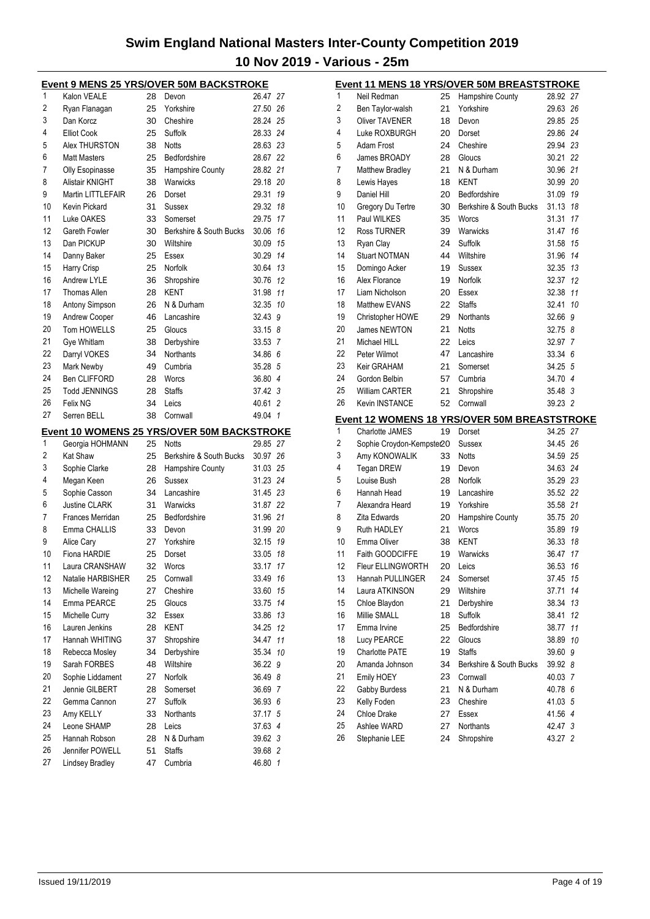# Swim England National Masters Inter-County Competition 2019

## 10 Nov 2019 - Various - 25m

### Event 9 MENS 25 YRS/OVER 50M BACKSTROKE

| Place | Name | Age | County | Time | Points |
|---|---|---|---|---|---|
| 1 | Kalon VEALE | 28 | Devon | 26.47 | 27 |
| 2 | Ryan Flanagan | 25 | Yorkshire | 27.50 | 26 |
| 3 | Dan Korcz | 30 | Cheshire | 28.24 | 25 |
| 4 | Elliot Cook | 25 | Suffolk | 28.33 | 24 |
| 5 | Alex THURSTON | 38 | Notts | 28.63 | 23 |
| 6 | Matt Masters | 25 | Bedfordshire | 28.67 | 22 |
| 7 | Olly Esopinasse | 35 | Hampshire County | 28.82 | 21 |
| 8 | Alistair KNIGHT | 38 | Warwicks | 29.18 | 20 |
| 9 | Martin LITTLEFAIR | 26 | Dorset | 29.31 | 19 |
| 10 | Kevin Pickard | 31 | Sussex | 29.32 | 18 |
| 11 | Luke OAKES | 33 | Somerset | 29.75 | 17 |
| 12 | Gareth Fowler | 30 | Berkshire & South Bucks | 30.06 | 16 |
| 13 | Dan PICKUP | 30 | Wiltshire | 30.09 | 15 |
| 14 | Danny Baker | 25 | Essex | 30.29 | 14 |
| 15 | Harry Crisp | 25 | Norfolk | 30.64 | 13 |
| 16 | Andrew LYLE | 36 | Shropshire | 30.76 | 12 |
| 17 | Thomas Allen | 28 | KENT | 31.98 | 11 |
| 18 | Antony Simpson | 26 | N & Durham | 32.35 | 10 |
| 19 | Andrew Cooper | 46 | Lancashire | 32.43 | 9 |
| 20 | Tom HOWELLS | 25 | Gloucs | 33.15 | 8 |
| 21 | Gye Whitlam | 38 | Derbyshire | 33.53 | 7 |
| 22 | Darryl VOKES | 34 | Northants | 34.86 | 6 |
| 23 | Mark Newby | 49 | Cumbria | 35.28 | 5 |
| 24 | Ben CLIFFORD | 28 | Worcs | 36.80 | 4 |
| 25 | Todd JENNINGS | 28 | Staffs | 37.42 | 3 |
| 26 | Felix NG | 34 | Leics | 40.61 | 2 |
| 27 | Serren BELL | 38 | Cornwall | 49.04 | 1 |

### Event 10 WOMENS 25 YRS/OVER 50M BACKSTROKE

| Place | Name | Age | County | Time | Points |
|---|---|---|---|---|---|
| 1 | Georgia HOHMANN | 25 | Notts | 29.85 | 27 |
| 2 | Kat Shaw | 25 | Berkshire & South Bucks | 30.97 | 26 |
| 3 | Sophie Clarke | 28 | Hampshire County | 31.03 | 25 |
| 4 | Megan Keen | 26 | Sussex | 31.23 | 24 |
| 5 | Sophie Casson | 34 | Lancashire | 31.45 | 23 |
| 6 | Justine CLARK | 31 | Warwicks | 31.87 | 22 |
| 7 | Frances Merridan | 25 | Bedfordshire | 31.96 | 21 |
| 8 | Emma CHALLIS | 33 | Devon | 31.99 | 20 |
| 9 | Alice Cary | 27 | Yorkshire | 32.15 | 19 |
| 10 | Fiona HARDIE | 25 | Dorset | 33.05 | 18 |
| 11 | Laura CRANSHAW | 32 | Worcs | 33.17 | 17 |
| 12 | Natalie HARBISHER | 25 | Cornwall | 33.49 | 16 |
| 13 | Michelle Wareing | 27 | Cheshire | 33.60 | 15 |
| 14 | Emma PEARCE | 25 | Gloucs | 33.75 | 14 |
| 15 | Michelle Curry | 32 | Essex | 33.86 | 13 |
| 16 | Lauren Jenkins | 28 | KENT | 34.25 | 12 |
| 17 | Hannah WHITING | 37 | Shropshire | 34.47 | 11 |
| 18 | Rebecca Mosley | 34 | Derbyshire | 35.34 | 10 |
| 19 | Sarah FORBES | 48 | Wiltshire | 36.22 | 9 |
| 20 | Sophie Liddament | 27 | Norfolk | 36.49 | 8 |
| 21 | Jennie GILBERT | 28 | Somerset | 36.69 | 7 |
| 22 | Gemma Cannon | 27 | Suffolk | 36.93 | 6 |
| 23 | Amy KELLY | 33 | Northants | 37.17 | 5 |
| 24 | Leone SHAMP | 28 | Leics | 37.63 | 4 |
| 25 | Hannah Robson | 28 | N & Durham | 39.62 | 3 |
| 26 | Jennifer POWELL | 51 | Staffs | 39.68 | 2 |
| 27 | Lindsey Bradley | 47 | Cumbria | 46.80 | 1 |

### Event 11 MENS 18 YRS/OVER 50M BREASTSTROKE

| Place | Name | Age | County | Time | Points |
|---|---|---|---|---|---|
| 1 | Neil Redman | 25 | Hampshire County | 28.92 | 27 |
| 2 | Ben Taylor-walsh | 21 | Yorkshire | 29.63 | 26 |
| 3 | Oliver TAVENER | 18 | Devon | 29.85 | 25 |
| 4 | Luke ROXBURGH | 20 | Dorset | 29.86 | 24 |
| 5 | Adam Frost | 24 | Cheshire | 29.94 | 23 |
| 6 | James BROADY | 28 | Gloucs | 30.21 | 22 |
| 7 | Matthew Bradley | 21 | N & Durham | 30.96 | 21 |
| 8 | Lewis Hayes | 18 | KENT | 30.99 | 20 |
| 9 | Daniel Hill | 20 | Bedfordshire | 31.09 | 19 |
| 10 | Gregory Du Tertre | 30 | Berkshire & South Bucks | 31.13 | 18 |
| 11 | Paul WILKES | 35 | Worcs | 31.31 | 17 |
| 12 | Ross TURNER | 39 | Warwicks | 31.47 | 16 |
| 13 | Ryan Clay | 24 | Suffolk | 31.58 | 15 |
| 14 | Stuart NOTMAN | 44 | Wiltshire | 31.96 | 14 |
| 15 | Domingo Acker | 19 | Sussex | 32.35 | 13 |
| 16 | Alex Florance | 19 | Norfolk | 32.37 | 12 |
| 17 | Liam Nicholson | 20 | Essex | 32.38 | 11 |
| 18 | Matthew EVANS | 22 | Staffs | 32.41 | 10 |
| 19 | Christopher HOWE | 29 | Northants | 32.66 | 9 |
| 20 | James NEWTON | 21 | Notts | 32.75 | 8 |
| 21 | Michael HILL | 22 | Leics | 32.97 | 7 |
| 22 | Peter Wilmot | 47 | Lancashire | 33.34 | 6 |
| 23 | Keir GRAHAM | 21 | Somerset | 34.25 | 5 |
| 24 | Gordon Belbin | 57 | Cumbria | 34.70 | 4 |
| 25 | William CARTER | 21 | Shropshire | 35.48 | 3 |
| 26 | Kevin INSTANCE | 52 | Cornwall | 39.23 | 2 |

### Event 12 WOMENS 18 YRS/OVER 50M BREASTSTROKE

| Place | Name | Age | County | Time | Points |
|---|---|---|---|---|---|
| 1 | Charlotte JAMES | 19 | Dorset | 34.25 | 27 |
| 2 | Sophie Croydon-Kempster | 20 | Sussex | 34.45 | 26 |
| 3 | Amy KONOWALIK | 33 | Notts | 34.59 | 25 |
| 4 | Tegan DREW | 19 | Devon | 34.63 | 24 |
| 5 | Louise Bush | 28 | Norfolk | 35.29 | 23 |
| 6 | Hannah Head | 19 | Lancashire | 35.52 | 22 |
| 7 | Alexandra Heard | 19 | Yorkshire | 35.58 | 21 |
| 8 | Zita Edwards | 20 | Hampshire County | 35.75 | 20 |
| 9 | Ruth HADLEY | 21 | Worcs | 35.89 | 19 |
| 10 | Emma Oliver | 38 | KENT | 36.33 | 18 |
| 11 | Faith GOODCIFFE | 19 | Warwicks | 36.47 | 17 |
| 12 | Fleur ELLINGWORTH | 20 | Leics | 36.53 | 16 |
| 13 | Hannah PULLINGER | 24 | Somerset | 37.45 | 15 |
| 14 | Laura ATKINSON | 29 | Wiltshire | 37.71 | 14 |
| 15 | Chloe Blaydon | 21 | Derbyshire | 38.34 | 13 |
| 16 | Millie SMALL | 18 | Suffolk | 38.41 | 12 |
| 17 | Emma Irvine | 25 | Bedfordshire | 38.77 | 11 |
| 18 | Lucy PEARCE | 22 | Gloucs | 38.89 | 10 |
| 19 | Charlotte PATE | 19 | Staffs | 39.60 | 9 |
| 20 | Amanda Johnson | 34 | Berkshire & South Bucks | 39.92 | 8 |
| 21 | Emily HOEY | 23 | Cornwall | 40.03 | 7 |
| 22 | Gabby Burdess | 21 | N & Durham | 40.78 | 6 |
| 23 | Kelly Foden | 23 | Cheshire | 41.03 | 5 |
| 24 | Chloe Drake | 27 | Essex | 41.56 | 4 |
| 25 | Ashlee WARD | 27 | Northants | 42.47 | 3 |
| 26 | Stephanie LEE | 24 | Shropshire | 43.27 | 2 |

Issued 19/11/2019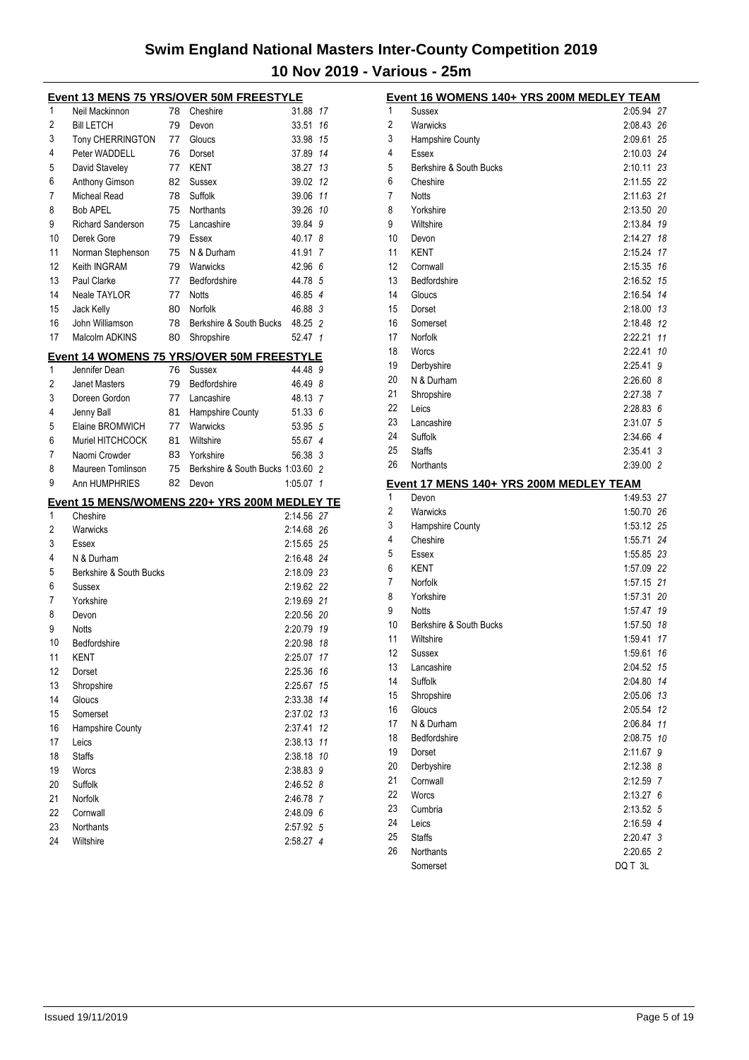# Swim England National Masters Inter-County Competition 2019

## 10 Nov 2019 - Various - 25m

### Event 13 MENS 75 YRS/OVER 50M FREESTYLE

| Pos | Name | Age | County | Time | Pts |
|---|---|---|---|---|---|
| 1 | Neil Mackinnon | 78 | Cheshire | 31.88 | 17 |
| 2 | Bill LETCH | 79 | Devon | 33.51 | 16 |
| 3 | Tony CHERRINGTON | 77 | Gloucs | 33.98 | 15 |
| 4 | Peter WADDELL | 76 | Dorset | 37.89 | 14 |
| 5 | David Staveley | 77 | KENT | 38.27 | 13 |
| 6 | Anthony Gimson | 82 | Sussex | 39.02 | 12 |
| 7 | Micheal Read | 78 | Suffolk | 39.06 | 11 |
| 8 | Bob APEL | 75 | Northants | 39.26 | 10 |
| 9 | Richard Sanderson | 75 | Lancashire | 39.84 | 9 |
| 10 | Derek Gore | 79 | Essex | 40.17 | 8 |
| 11 | Norman Stephenson | 75 | N & Durham | 41.91 | 7 |
| 12 | Keith INGRAM | 79 | Warwicks | 42.96 | 6 |
| 13 | Paul Clarke | 77 | Bedfordshire | 44.78 | 5 |
| 14 | Neale TAYLOR | 77 | Notts | 46.85 | 4 |
| 15 | Jack Kelly | 80 | Norfolk | 46.88 | 3 |
| 16 | John Williamson | 78 | Berkshire & South Bucks | 48.25 | 2 |
| 17 | Malcolm ADKINS | 80 | Shropshire | 52.47 | 1 |

### Event 14 WOMENS 75 YRS/OVER 50M FREESTYLE

| Pos | Name | Age | County | Time | Pts |
|---|---|---|---|---|---|
| 1 | Jennifer Dean | 76 | Sussex | 44.48 | 9 |
| 2 | Janet Masters | 79 | Bedfordshire | 46.49 | 8 |
| 3 | Doreen Gordon | 77 | Lancashire | 48.13 | 7 |
| 4 | Jenny Ball | 81 | Hampshire County | 51.33 | 6 |
| 5 | Elaine BROMWICH | 77 | Warwicks | 53.95 | 5 |
| 6 | Muriel HITCHCOCK | 81 | Wiltshire | 55.67 | 4 |
| 7 | Naomi Crowder | 83 | Yorkshire | 56.38 | 3 |
| 8 | Maureen Tomlinson | 75 | Berkshire & South Bucks | 1:03.60 | 2 |
| 9 | Ann HUMPHRIES | 82 | Devon | 1:05.07 | 1 |

### Event 15 MENS/WOMENS 220+ YRS 200M MEDLEY TE

| Pos | Team | Time | Pts |
|---|---|---|---|
| 1 | Cheshire | 2:14.56 | 27 |
| 2 | Warwicks | 2:14.68 | 26 |
| 3 | Essex | 2:15.65 | 25 |
| 4 | N & Durham | 2:16.48 | 24 |
| 5 | Berkshire & South Bucks | 2:18.09 | 23 |
| 6 | Sussex | 2:19.62 | 22 |
| 7 | Yorkshire | 2:19.69 | 21 |
| 8 | Devon | 2:20.56 | 20 |
| 9 | Notts | 2:20.79 | 19 |
| 10 | Bedfordshire | 2:20.98 | 18 |
| 11 | KENT | 2:25.07 | 17 |
| 12 | Dorset | 2:25.36 | 16 |
| 13 | Shropshire | 2:25.67 | 15 |
| 14 | Gloucs | 2:33.38 | 14 |
| 15 | Somerset | 2:37.02 | 13 |
| 16 | Hampshire County | 2:37.41 | 12 |
| 17 | Leics | 2:38.13 | 11 |
| 18 | Staffs | 2:38.18 | 10 |
| 19 | Worcs | 2:38.83 | 9 |
| 20 | Suffolk | 2:46.52 | 8 |
| 21 | Norfolk | 2:46.78 | 7 |
| 22 | Cornwall | 2:48.09 | 6 |
| 23 | Northants | 2:57.92 | 5 |
| 24 | Wiltshire | 2:58.27 | 4 |

### Event 16 WOMENS 140+ YRS 200M MEDLEY TEAM

| Pos | Team | Time | Pts |
|---|---|---|---|
| 1 | Sussex | 2:05.94 | 27 |
| 2 | Warwicks | 2:08.43 | 26 |
| 3 | Hampshire County | 2:09.61 | 25 |
| 4 | Essex | 2:10.03 | 24 |
| 5 | Berkshire & South Bucks | 2:10.11 | 23 |
| 6 | Cheshire | 2:11.55 | 22 |
| 7 | Notts | 2:11.63 | 21 |
| 8 | Yorkshire | 2:13.50 | 20 |
| 9 | Wiltshire | 2:13.84 | 19 |
| 10 | Devon | 2:14.27 | 18 |
| 11 | KENT | 2:15.24 | 17 |
| 12 | Cornwall | 2:15.35 | 16 |
| 13 | Bedfordshire | 2:16.52 | 15 |
| 14 | Gloucs | 2:16.54 | 14 |
| 15 | Dorset | 2:18.00 | 13 |
| 16 | Somerset | 2:18.48 | 12 |
| 17 | Norfolk | 2:22.21 | 11 |
| 18 | Worcs | 2:22.41 | 10 |
| 19 | Derbyshire | 2:25.41 | 9 |
| 20 | N & Durham | 2:26.60 | 8 |
| 21 | Shropshire | 2:27.38 | 7 |
| 22 | Leics | 2:28.83 | 6 |
| 23 | Lancashire | 2:31.07 | 5 |
| 24 | Suffolk | 2:34.66 | 4 |
| 25 | Staffs | 2:35.41 | 3 |
| 26 | Northants | 2:39.00 | 2 |

### Event 17 MENS 140+ YRS 200M MEDLEY TEAM

| Pos | Team | Time | Pts |
|---|---|---|---|
| 1 | Devon | 1:49.53 | 27 |
| 2 | Warwicks | 1:50.70 | 26 |
| 3 | Hampshire County | 1:53.12 | 25 |
| 4 | Cheshire | 1:55.71 | 24 |
| 5 | Essex | 1:55.85 | 23 |
| 6 | KENT | 1:57.09 | 22 |
| 7 | Norfolk | 1:57.15 | 21 |
| 8 | Yorkshire | 1:57.31 | 20 |
| 9 | Notts | 1:57.47 | 19 |
| 10 | Berkshire & South Bucks | 1:57.50 | 18 |
| 11 | Wiltshire | 1:59.41 | 17 |
| 12 | Sussex | 1:59.61 | 16 |
| 13 | Lancashire | 2:04.52 | 15 |
| 14 | Suffolk | 2:04.80 | 14 |
| 15 | Shropshire | 2:05.06 | 13 |
| 16 | Gloucs | 2:05.54 | 12 |
| 17 | N & Durham | 2:06.84 | 11 |
| 18 | Bedfordshire | 2:08.75 | 10 |
| 19 | Dorset | 2:11.67 | 9 |
| 20 | Derbyshire | 2:12.38 | 8 |
| 21 | Cornwall | 2:12.59 | 7 |
| 22 | Worcs | 2:13.27 | 6 |
| 23 | Cumbria | 2:13.52 | 5 |
| 24 | Leics | 2:16.59 | 4 |
| 25 | Staffs | 2:20.47 | 3 |
| 26 | Northants | 2:20.65 | 2 |
| | Somerset | DQ T 3L | |

Issued 19/11/2019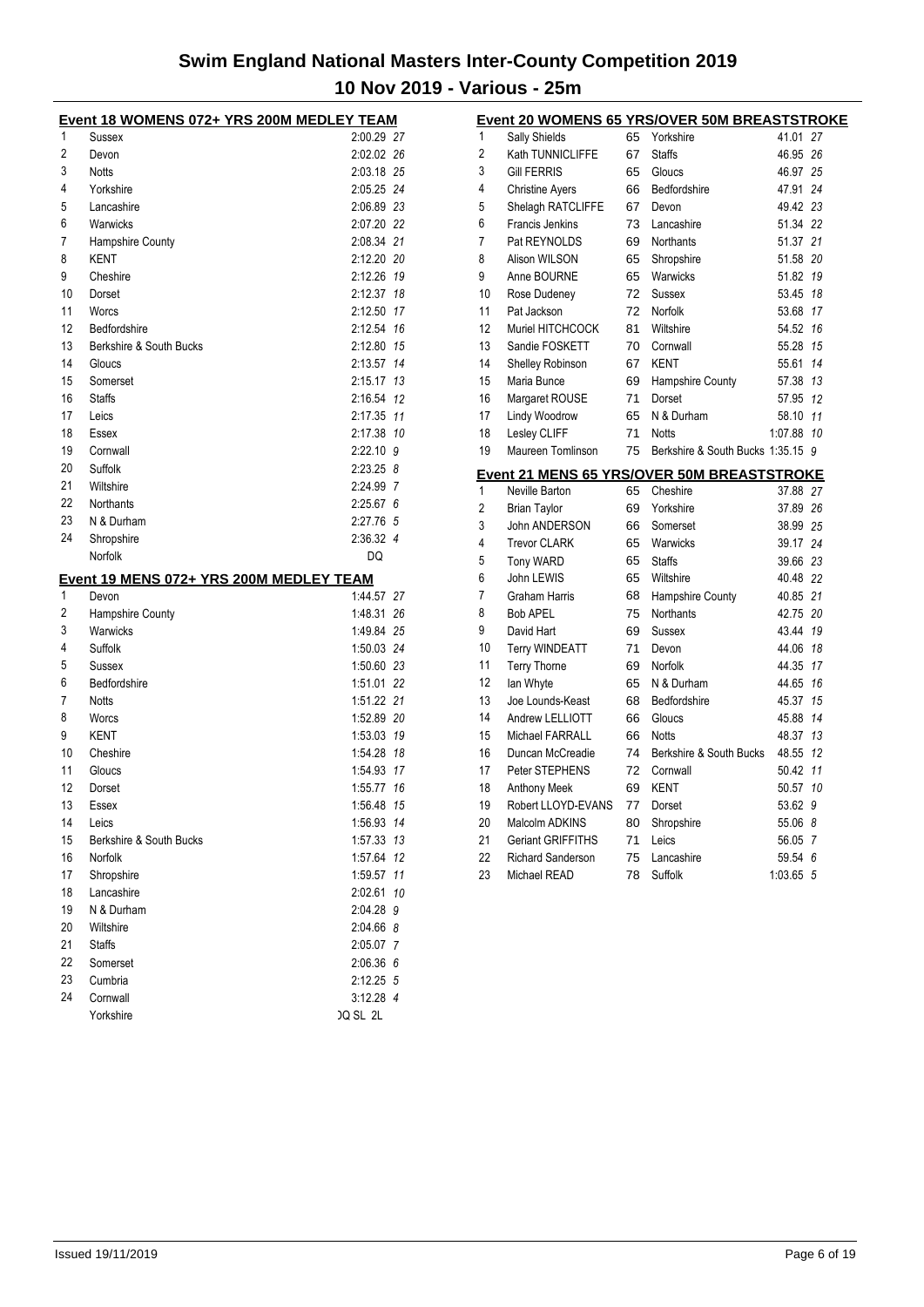# Swim England National Masters Inter-County Competition 2019

## 10 Nov 2019 - Various - 25m

### Event 18 WOMENS 072+ YRS 200M MEDLEY TEAM

| Place | Team | Time | Points |
|---|---|---|---|
| 1 | Sussex | 2:00.29 | 27 |
| 2 | Devon | 2:02.02 | 26 |
| 3 | Notts | 2:03.18 | 25 |
| 4 | Yorkshire | 2:05.25 | 24 |
| 5 | Lancashire | 2:06.89 | 23 |
| 6 | Warwicks | 2:07.20 | 22 |
| 7 | Hampshire County | 2:08.34 | 21 |
| 8 | KENT | 2:12.20 | 20 |
| 9 | Cheshire | 2:12.26 | 19 |
| 10 | Dorset | 2:12.37 | 18 |
| 11 | Worcs | 2:12.50 | 17 |
| 12 | Bedfordshire | 2:12.54 | 16 |
| 13 | Berkshire & South Bucks | 2:12.80 | 15 |
| 14 | Gloucs | 2:13.57 | 14 |
| 15 | Somerset | 2:15.17 | 13 |
| 16 | Staffs | 2:16.54 | 12 |
| 17 | Leics | 2:17.35 | 11 |
| 18 | Essex | 2:17.38 | 10 |
| 19 | Cornwall | 2:22.10 | 9 |
| 20 | Suffolk | 2:23.25 | 8 |
| 21 | Wiltshire | 2:24.99 | 7 |
| 22 | Northants | 2:25.67 | 6 |
| 23 | N & Durham | 2:27.76 | 5 |
| 24 | Shropshire | 2:36.32 | 4 |
| | Norfolk | DQ | |

### Event 19 MENS 072+ YRS 200M MEDLEY TEAM

| Place | Team | Time | Points |
|---|---|---|---|
| 1 | Devon | 1:44.57 | 27 |
| 2 | Hampshire County | 1:48.31 | 26 |
| 3 | Warwicks | 1:49.84 | 25 |
| 4 | Suffolk | 1:50.03 | 24 |
| 5 | Sussex | 1:50.60 | 23 |
| 6 | Bedfordshire | 1:51.01 | 22 |
| 7 | Notts | 1:51.22 | 21 |
| 8 | Worcs | 1:52.89 | 20 |
| 9 | KENT | 1:53.03 | 19 |
| 10 | Cheshire | 1:54.28 | 18 |
| 11 | Gloucs | 1:54.93 | 17 |
| 12 | Dorset | 1:55.77 | 16 |
| 13 | Essex | 1:56.48 | 15 |
| 14 | Leics | 1:56.93 | 14 |
| 15 | Berkshire & South Bucks | 1:57.33 | 13 |
| 16 | Norfolk | 1:57.64 | 12 |
| 17 | Shropshire | 1:59.57 | 11 |
| 18 | Lancashire | 2:02.61 | 10 |
| 19 | N & Durham | 2:04.28 | 9 |
| 20 | Wiltshire | 2:04.66 | 8 |
| 21 | Staffs | 2:05.07 | 7 |
| 22 | Somerset | 2:06.36 | 6 |
| 23 | Cumbria | 2:12.25 | 5 |
| 24 | Cornwall | 3:12.28 | 4 |
| | Yorkshire | DQ SL 2L | |

### Event 20 WOMENS 65 YRS/OVER 50M BREASTSTROKE

| Place | Name | Age | Team | Time | Points |
|---|---|---|---|---|---|
| 1 | Sally Shields | 65 | Yorkshire | 41.01 | 27 |
| 2 | Kath TUNNICLIFFE | 67 | Staffs | 46.95 | 26 |
| 3 | Gill FERRIS | 65 | Gloucs | 46.97 | 25 |
| 4 | Christine Ayers | 66 | Bedfordshire | 47.91 | 24 |
| 5 | Shelagh RATCLIFFE | 67 | Devon | 49.42 | 23 |
| 6 | Francis Jenkins | 73 | Lancashire | 51.34 | 22 |
| 7 | Pat REYNOLDS | 69 | Northants | 51.37 | 21 |
| 8 | Alison WILSON | 65 | Shropshire | 51.58 | 20 |
| 9 | Anne BOURNE | 65 | Warwicks | 51.82 | 19 |
| 10 | Rose Dudeney | 72 | Sussex | 53.45 | 18 |
| 11 | Pat Jackson | 72 | Norfolk | 53.68 | 17 |
| 12 | Muriel HITCHCOCK | 81 | Wiltshire | 54.52 | 16 |
| 13 | Sandie FOSKETT | 70 | Cornwall | 55.28 | 15 |
| 14 | Shelley Robinson | 67 | KENT | 55.61 | 14 |
| 15 | Maria Bunce | 69 | Hampshire County | 57.38 | 13 |
| 16 | Margaret ROUSE | 71 | Dorset | 57.95 | 12 |
| 17 | Lindy Woodrow | 65 | N & Durham | 58.10 | 11 |
| 18 | Lesley CLIFF | 71 | Notts | 1:07.88 | 10 |
| 19 | Maureen Tomlinson | 75 | Berkshire & South Bucks | 1:35.15 | 9 |

### Event 21 MENS 65 YRS/OVER 50M BREASTSTROKE

| Place | Name | Age | Team | Time | Points |
|---|---|---|---|---|---|
| 1 | Neville Barton | 65 | Cheshire | 37.88 | 27 |
| 2 | Brian Taylor | 69 | Yorkshire | 37.89 | 26 |
| 3 | John ANDERSON | 66 | Somerset | 38.99 | 25 |
| 4 | Trevor CLARK | 65 | Warwicks | 39.17 | 24 |
| 5 | Tony WARD | 65 | Staffs | 39.66 | 23 |
| 6 | John LEWIS | 65 | Wiltshire | 40.48 | 22 |
| 7 | Graham Harris | 68 | Hampshire County | 40.85 | 21 |
| 8 | Bob APEL | 75 | Northants | 42.75 | 20 |
| 9 | David Hart | 69 | Sussex | 43.44 | 19 |
| 10 | Terry WINDEATT | 71 | Devon | 44.06 | 18 |
| 11 | Terry Thorne | 69 | Norfolk | 44.35 | 17 |
| 12 | Ian Whyte | 65 | N & Durham | 44.65 | 16 |
| 13 | Joe Lounds-Keast | 68 | Bedfordshire | 45.37 | 15 |
| 14 | Andrew LELLIOTT | 66 | Gloucs | 45.88 | 14 |
| 15 | Michael FARRALL | 66 | Notts | 48.37 | 13 |
| 16 | Duncan McCreadie | 74 | Berkshire & South Bucks | 48.55 | 12 |
| 17 | Peter STEPHENS | 72 | Cornwall | 50.42 | 11 |
| 18 | Anthony Meek | 69 | KENT | 50.57 | 10 |
| 19 | Robert LLOYD-EVANS | 77 | Dorset | 53.62 | 9 |
| 20 | Malcolm ADKINS | 80 | Shropshire | 55.06 | 8 |
| 21 | Geriant GRIFFITHS | 71 | Leics | 56.05 | 7 |
| 22 | Richard Sanderson | 75 | Lancashire | 59.54 | 6 |
| 23 | Michael READ | 78 | Suffolk | 1:03.65 | 5 |

Issued 19/11/2019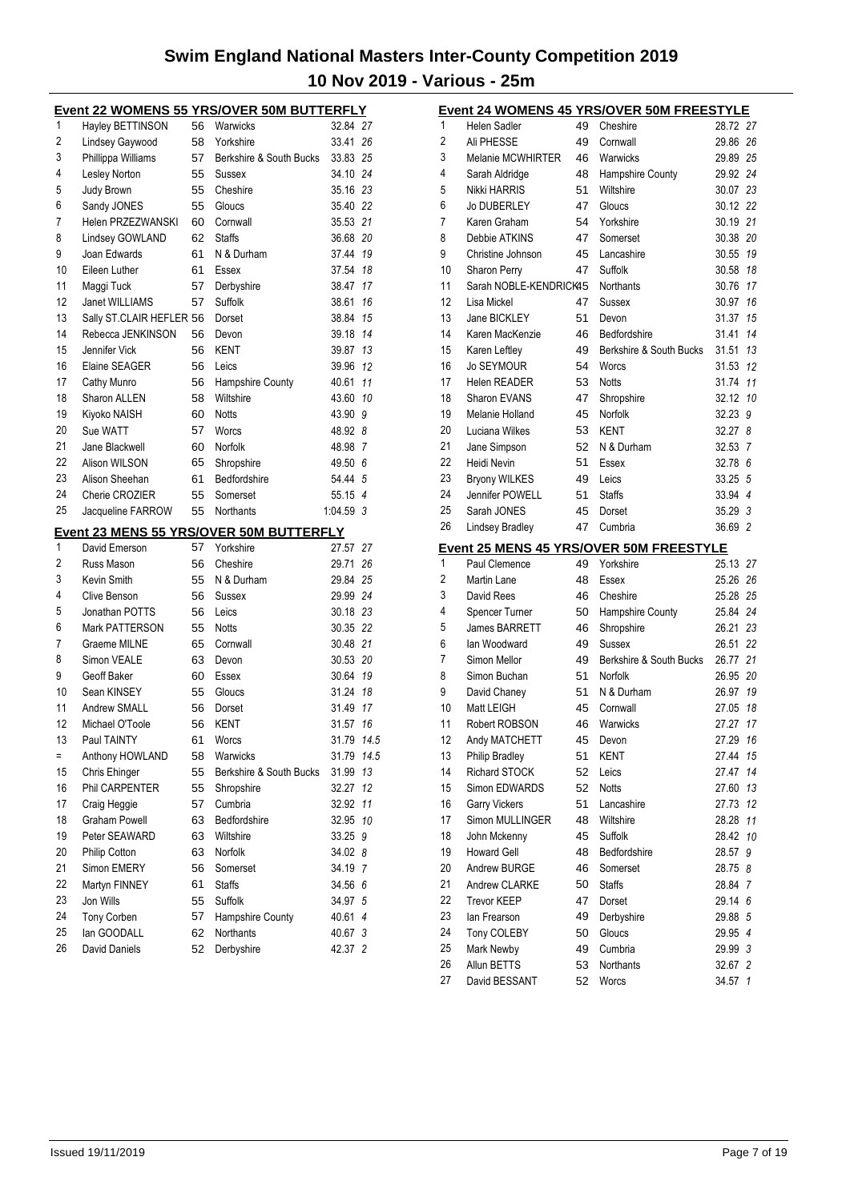# Swim England National Masters Inter-County Competition 2019

## 10 Nov 2019 - Various - 25m

### Event 22 WOMENS 55 YRS/OVER 50M BUTTERFLY

| Place | Name | Age | County | Time | Points |
|---|---|---|---|---|---|
| 1 | Hayley BETTINSON | 56 | Warwicks | 32.84 | 27 |
| 2 | Lindsey Gaywood | 58 | Yorkshire | 33.41 | 26 |
| 3 | Phillippa Williams | 57 | Berkshire & South Bucks | 33.83 | 25 |
| 4 | Lesley Norton | 55 | Sussex | 34.10 | 24 |
| 5 | Judy Brown | 55 | Cheshire | 35.16 | 23 |
| 6 | Sandy JONES | 55 | Gloucs | 35.40 | 22 |
| 7 | Helen PRZEZWANSKI | 60 | Cornwall | 35.53 | 21 |
| 8 | Lindsey GOWLAND | 62 | Staffs | 36.68 | 20 |
| 9 | Joan Edwards | 61 | N & Durham | 37.44 | 19 |
| 10 | Eileen Luther | 61 | Essex | 37.54 | 18 |
| 11 | Maggi Tuck | 57 | Derbyshire | 38.47 | 17 |
| 12 | Janet WILLIAMS | 57 | Suffolk | 38.61 | 16 |
| 13 | Sally ST.CLAIR HEFLER | 56 | Dorset | 38.84 | 15 |
| 14 | Rebecca JENKINSON | 56 | Devon | 39.18 | 14 |
| 15 | Jennifer Vick | 56 | KENT | 39.87 | 13 |
| 16 | Elaine SEAGER | 56 | Leics | 39.96 | 12 |
| 17 | Cathy Munro | 56 | Hampshire County | 40.61 | 11 |
| 18 | Sharon ALLEN | 58 | Wiltshire | 43.60 | 10 |
| 19 | Kiyoko NAISH | 60 | Notts | 43.90 | 9 |
| 20 | Sue WATT | 57 | Worcs | 48.92 | 8 |
| 21 | Jane Blackwell | 60 | Norfolk | 48.98 | 7 |
| 22 | Alison WILSON | 65 | Shropshire | 49.50 | 6 |
| 23 | Alison Sheehan | 61 | Bedfordshire | 54.44 | 5 |
| 24 | Cherie CROZIER | 55 | Somerset | 55.15 | 4 |
| 25 | Jacqueline FARROW | 55 | Northants | 1:04.59 | 3 |

### Event 23 MENS 55 YRS/OVER 50M BUTTERFLY

| Place | Name | Age | County | Time | Points |
|---|---|---|---|---|---|
| 1 | David Emerson | 57 | Yorkshire | 27.57 | 27 |
| 2 | Russ Mason | 56 | Cheshire | 29.71 | 26 |
| 3 | Kevin Smith | 55 | N & Durham | 29.84 | 25 |
| 4 | Clive Benson | 56 | Sussex | 29.99 | 24 |
| 5 | Jonathan POTTS | 56 | Leics | 30.18 | 23 |
| 6 | Mark PATTERSON | 55 | Notts | 30.35 | 22 |
| 7 | Graeme MILNE | 65 | Cornwall | 30.48 | 21 |
| 8 | Simon VEALE | 63 | Devon | 30.53 | 20 |
| 9 | Geoff Baker | 60 | Essex | 30.64 | 19 |
| 10 | Sean KINSEY | 55 | Gloucs | 31.24 | 18 |
| 11 | Andrew SMALL | 56 | Dorset | 31.49 | 17 |
| 12 | Michael O'Toole | 56 | KENT | 31.57 | 16 |
| 13 | Paul TAINTY | 61 | Worcs | 31.79 | 14.5 |
| = | Anthony HOWLAND | 58 | Warwicks | 31.79 | 14.5 |
| 15 | Chris Ehinger | 55 | Berkshire & South Bucks | 31.99 | 13 |
| 16 | Phil CARPENTER | 55 | Shropshire | 32.27 | 12 |
| 17 | Craig Heggie | 57 | Cumbria | 32.92 | 11 |
| 18 | Graham Powell | 63 | Bedfordshire | 32.95 | 10 |
| 19 | Peter SEAWARD | 63 | Wiltshire | 33.25 | 9 |
| 20 | Philip Cotton | 63 | Norfolk | 34.02 | 8 |
| 21 | Simon EMERY | 56 | Somerset | 34.19 | 7 |
| 22 | Martyn FINNEY | 61 | Staffs | 34.56 | 6 |
| 23 | Jon Wills | 55 | Suffolk | 34.97 | 5 |
| 24 | Tony Corben | 57 | Hampshire County | 40.61 | 4 |
| 25 | Ian GOODALL | 62 | Northants | 40.67 | 3 |
| 26 | David Daniels | 52 | Derbyshire | 42.37 | 2 |

### Event 24 WOMENS 45 YRS/OVER 50M FREESTYLE

| Place | Name | Age | County | Time | Points |
|---|---|---|---|---|---|
| 1 | Helen Sadler | 49 | Cheshire | 28.72 | 27 |
| 2 | Ali PHESSE | 49 | Cornwall | 29.86 | 26 |
| 3 | Melanie MCWHIRTER | 46 | Warwicks | 29.89 | 25 |
| 4 | Sarah Aldridge | 48 | Hampshire County | 29.92 | 24 |
| 5 | Nikki HARRIS | 51 | Wiltshire | 30.07 | 23 |
| 6 | Jo DUBERLEY | 47 | Gloucs | 30.12 | 22 |
| 7 | Karen Graham | 54 | Yorkshire | 30.19 | 21 |
| 8 | Debbie ATKINS | 47 | Somerset | 30.38 | 20 |
| 9 | Christine Johnson | 45 | Lancashire | 30.55 | 19 |
| 10 | Sharon Perry | 47 | Suffolk | 30.58 | 18 |
| 11 | Sarah NOBLE-KENDRICK | 45 | Northants | 30.76 | 17 |
| 12 | Lisa Mickel | 47 | Sussex | 30.97 | 16 |
| 13 | Jane BICKLEY | 51 | Devon | 31.37 | 15 |
| 14 | Karen MacKenzie | 46 | Bedfordshire | 31.41 | 14 |
| 15 | Karen Leftley | 49 | Berkshire & South Bucks | 31.51 | 13 |
| 16 | Jo SEYMOUR | 54 | Worcs | 31.53 | 12 |
| 17 | Helen READER | 53 | Notts | 31.74 | 11 |
| 18 | Sharon EVANS | 47 | Shropshire | 32.12 | 10 |
| 19 | Melanie Holland | 45 | Norfolk | 32.23 | 9 |
| 20 | Luciana Wilkes | 53 | KENT | 32.27 | 8 |
| 21 | Jane Simpson | 52 | N & Durham | 32.53 | 7 |
| 22 | Heidi Nevin | 51 | Essex | 32.78 | 6 |
| 23 | Bryony WILKES | 49 | Leics | 33.25 | 5 |
| 24 | Jennifer POWELL | 51 | Staffs | 33.94 | 4 |
| 25 | Sarah JONES | 45 | Dorset | 35.29 | 3 |
| 26 | Lindsey Bradley | 47 | Cumbria | 36.69 | 2 |

### Event 25 MENS 45 YRS/OVER 50M FREESTYLE

| Place | Name | Age | County | Time | Points |
|---|---|---|---|---|---|
| 1 | Paul Clemence | 49 | Yorkshire | 25.13 | 27 |
| 2 | Martin Lane | 48 | Essex | 25.26 | 26 |
| 3 | David Rees | 46 | Cheshire | 25.28 | 25 |
| 4 | Spencer Turner | 50 | Hampshire County | 25.84 | 24 |
| 5 | James BARRETT | 46 | Shropshire | 26.21 | 23 |
| 6 | Ian Woodward | 49 | Sussex | 26.51 | 22 |
| 7 | Simon Mellor | 49 | Berkshire & South Bucks | 26.77 | 21 |
| 8 | Simon Buchan | 51 | Norfolk | 26.95 | 20 |
| 9 | David Chaney | 51 | N & Durham | 26.97 | 19 |
| 10 | Matt LEIGH | 45 | Cornwall | 27.05 | 18 |
| 11 | Robert ROBSON | 46 | Warwicks | 27.27 | 17 |
| 12 | Andy MATCHETT | 45 | Devon | 27.29 | 16 |
| 13 | Philip Bradley | 51 | KENT | 27.44 | 15 |
| 14 | Richard STOCK | 52 | Leics | 27.47 | 14 |
| 15 | Simon EDWARDS | 52 | Notts | 27.60 | 13 |
| 16 | Garry Vickers | 51 | Lancashire | 27.73 | 12 |
| 17 | Simon MULLINGER | 48 | Wiltshire | 28.28 | 11 |
| 18 | John Mckenny | 45 | Suffolk | 28.42 | 10 |
| 19 | Howard Gell | 48 | Bedfordshire | 28.57 | 9 |
| 20 | Andrew BURGE | 46 | Somerset | 28.75 | 8 |
| 21 | Andrew CLARKE | 50 | Staffs | 28.84 | 7 |
| 22 | Trevor KEEP | 47 | Dorset | 29.14 | 6 |
| 23 | Ian Frearson | 49 | Derbyshire | 29.88 | 5 |
| 24 | Tony COLEBY | 50 | Gloucs | 29.95 | 4 |
| 25 | Mark Newby | 49 | Cumbria | 29.99 | 3 |
| 26 | Allun BETTS | 53 | Northants | 32.67 | 2 |
| 27 | David BESSANT | 52 | Worcs | 34.57 | 1 |

Issued 19/11/2019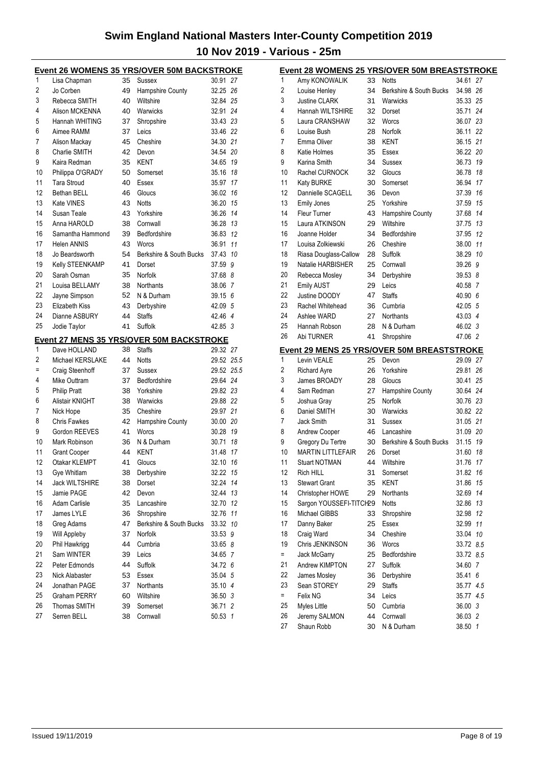# Swim England National Masters Inter-County Competition 2019

## 10 Nov 2019 - Various - 25m

### Event 26 WOMENS 35 YRS/OVER 50M BACKSTROKE

| Place | Name | Age | County | Time | Points |
|---|---|---|---|---|---|
| 1 | Lisa Chapman | 35 | Sussex | 30.91 | 27 |
| 2 | Jo Corben | 49 | Hampshire County | 32.25 | 26 |
| 3 | Rebecca SMITH | 40 | Wiltshire | 32.84 | 25 |
| 4 | Alison MCKENNA | 40 | Warwicks | 32.91 | 24 |
| 5 | Hannah WHITING | 37 | Shropshire | 33.43 | 23 |
| 6 | Aimee RAMM | 37 | Leics | 33.46 | 22 |
| 7 | Alison Mackay | 45 | Cheshire | 34.30 | 21 |
| 8 | Charlie SMITH | 42 | Devon | 34.54 | 20 |
| 9 | Kaira Redman | 35 | KENT | 34.65 | 19 |
| 10 | Philippa O'GRADY | 50 | Somerset | 35.16 | 18 |
| 11 | Tara Stroud | 40 | Essex | 35.97 | 17 |
| 12 | Bethan BELL | 46 | Gloucs | 36.02 | 16 |
| 13 | Kate VINES | 43 | Notts | 36.20 | 15 |
| 14 | Susan Teale | 43 | Yorkshire | 36.26 | 14 |
| 15 | Anna HAROLD | 38 | Cornwall | 36.28 | 13 |
| 16 | Samantha Hammond | 39 | Bedfordshire | 36.83 | 12 |
| 17 | Helen ANNIS | 43 | Worcs | 36.91 | 11 |
| 18 | Jo Beardsworth | 54 | Berkshire & South Bucks | 37.43 | 10 |
| 19 | Kelly STEENKAMP | 41 | Dorset | 37.59 | 9 |
| 20 | Sarah Osman | 35 | Norfolk | 37.68 | 8 |
| 21 | Louisa BELLAMY | 38 | Northants | 38.06 | 7 |
| 22 | Jayne Simpson | 52 | N & Durham | 39.15 | 6 |
| 23 | Elizabeth Kiss | 43 | Derbyshire | 42.09 | 5 |
| 24 | Dianne ASBURY | 44 | Staffs | 42.46 | 4 |
| 25 | Jodie Taylor | 41 | Suffolk | 42.85 | 3 |

### Event 27 MENS 35 YRS/OVER 50M BACKSTROKE

| Place | Name | Age | County | Time | Points |
|---|---|---|---|---|---|
| 1 | Dave HOLLAND | 38 | Staffs | 29.32 | 27 |
| 2 | Michael KERSLAKE | 44 | Notts | 29.52 | 25.5 |
| = | Craig Steenhoff | 37 | Sussex | 29.52 | 25.5 |
| 4 | Mike Outtram | 37 | Bedfordshire | 29.64 | 24 |
| 5 | Philip Pratt | 38 | Yorkshire | 29.82 | 23 |
| 6 | Alistair KNIGHT | 38 | Warwicks | 29.88 | 22 |
| 7 | Nick Hope | 35 | Cheshire | 29.97 | 21 |
| 8 | Chris Fawkes | 42 | Hampshire County | 30.00 | 20 |
| 9 | Gordon REEVES | 41 | Worcs | 30.28 | 19 |
| 10 | Mark Robinson | 36 | N & Durham | 30.71 | 18 |
| 11 | Grant Cooper | 44 | KENT | 31.48 | 17 |
| 12 | Otakar KLEMPT | 41 | Gloucs | 32.10 | 16 |
| 13 | Gye Whitlam | 38 | Derbyshire | 32.22 | 15 |
| 14 | Jack WILTSHIRE | 38 | Dorset | 32.24 | 14 |
| 15 | Jamie PAGE | 42 | Devon | 32.44 | 13 |
| 16 | Adam Carlisle | 35 | Lancashire | 32.70 | 12 |
| 17 | James LYLE | 36 | Shropshire | 32.76 | 11 |
| 18 | Greg Adams | 47 | Berkshire & South Bucks | 33.32 | 10 |
| 19 | Will Appleby | 37 | Norfolk | 33.53 | 9 |
| 20 | Phil Hawkrigg | 44 | Cumbria | 33.65 | 8 |
| 21 | Sam WINTER | 39 | Leics | 34.65 | 7 |
| 22 | Peter Edmonds | 44 | Suffolk | 34.72 | 6 |
| 23 | Nick Alabaster | 53 | Essex | 35.04 | 5 |
| 24 | Jonathan PAGE | 37 | Northants | 35.10 | 4 |
| 25 | Graham PERRY | 60 | Wiltshire | 36.50 | 3 |
| 26 | Thomas SMITH | 39 | Somerset | 36.71 | 2 |
| 27 | Serren BELL | 38 | Cornwall | 50.53 | 1 |

### Event 28 WOMENS 25 YRS/OVER 50M BREASTSTROKE

| Place | Name | Age | County | Time | Points |
|---|---|---|---|---|---|
| 1 | Amy KONOWALIK | 33 | Notts | 34.61 | 27 |
| 2 | Louise Henley | 34 | Berkshire & South Bucks | 34.98 | 26 |
| 3 | Justine CLARK | 31 | Warwicks | 35.33 | 25 |
| 4 | Hannah WILTSHIRE | 32 | Dorset | 35.71 | 24 |
| 5 | Laura CRANSHAW | 32 | Worcs | 36.07 | 23 |
| 6 | Louise Bush | 28 | Norfolk | 36.11 | 22 |
| 7 | Emma Oliver | 38 | KENT | 36.15 | 21 |
| 8 | Katie Holmes | 35 | Essex | 36.22 | 20 |
| 9 | Karina Smith | 34 | Sussex | 36.73 | 19 |
| 10 | Rachel CURNOCK | 32 | Gloucs | 36.78 | 18 |
| 11 | Katy BURKE | 30 | Somerset | 36.94 | 17 |
| 12 | Dannielle SCAGELL | 36 | Devon | 37.39 | 16 |
| 13 | Emily Jones | 25 | Yorkshire | 37.59 | 15 |
| 14 | Fleur Turner | 43 | Hampshire County | 37.68 | 14 |
| 15 | Laura ATKINSON | 29 | Wiltshire | 37.75 | 13 |
| 16 | Joanne Holder | 34 | Bedfordshire | 37.95 | 12 |
| 17 | Louisa Zolkiewski | 26 | Cheshire | 38.00 | 11 |
| 18 | Riasa Douglass-Callow | 28 | Suffolk | 38.29 | 10 |
| 19 | Natalie HARBISHER | 25 | Cornwall | 39.26 | 9 |
| 20 | Rebecca Mosley | 34 | Derbyshire | 39.53 | 8 |
| 21 | Emily AUST | 29 | Leics | 40.58 | 7 |
| 22 | Justine DOODY | 47 | Staffs | 40.90 | 6 |
| 23 | Rachel Whitehead | 36 | Cumbria | 42.05 | 5 |
| 24 | Ashlee WARD | 27 | Northants | 43.03 | 4 |
| 25 | Hannah Robson | 28 | N & Durham | 46.02 | 3 |
| 26 | Abi TURNER | 41 | Shropshire | 47.06 | 2 |

### Event 29 MENS 25 YRS/OVER 50M BREASTSTROKE

| Place | Name | Age | County | Time | Points |
|---|---|---|---|---|---|
| 1 | Levin VEALE | 25 | Devon | 29.09 | 27 |
| 2 | Richard Ayre | 26 | Yorkshire | 29.81 | 26 |
| 3 | James BROADY | 28 | Gloucs | 30.41 | 25 |
| 4 | Sam Redman | 27 | Hampshire County | 30.64 | 24 |
| 5 | Joshua Gray | 25 | Norfolk | 30.76 | 23 |
| 6 | Daniel SMITH | 30 | Warwicks | 30.82 | 22 |
| 7 | Jack Smith | 31 | Sussex | 31.05 | 21 |
| 8 | Andrew Cooper | 46 | Lancashire | 31.09 | 20 |
| 9 | Gregory Du Tertre | 30 | Berkshire & South Bucks | 31.15 | 19 |
| 10 | MARTIN LITTLEFAIR | 26 | Dorset | 31.60 | 18 |
| 11 | Stuart NOTMAN | 44 | Wiltshire | 31.76 | 17 |
| 12 | Rich HILL | 31 | Somerset | 31.82 | 16 |
| 13 | Stewart Grant | 35 | KENT | 31.86 | 15 |
| 14 | Christopher HOWE | 29 | Northants | 32.69 | 14 |
| 15 | Sargon YOUSSEFI-TITCH | 29 | Notts | 32.86 | 13 |
| 16 | Michael GIBBS | 33 | Shropshire | 32.98 | 12 |
| 17 | Danny Baker | 25 | Essex | 32.99 | 11 |
| 18 | Craig Ward | 34 | Cheshire | 33.04 | 10 |
| 19 | Chris JENKINSON | 36 | Worcs | 33.72 | 8.5 |
| = | Jack McGarry | 25 | Bedfordshire | 33.72 | 8.5 |
| 21 | Andrew KIMPTON | 27 | Suffolk | 34.60 | 7 |
| 22 | James Mosley | 36 | Derbyshire | 35.41 | 6 |
| 23 | Sean STOREY | 29 | Staffs | 35.77 | 4.5 |
| = | Felix NG | 34 | Leics | 35.77 | 4.5 |
| 25 | Myles Little | 50 | Cumbria | 36.00 | 3 |
| 26 | Jeremy SALMON | 44 | Cornwall | 36.03 | 2 |
| 27 | Shaun Robb | 30 | N & Durham | 38.50 | 1 |

Issued 19/11/2019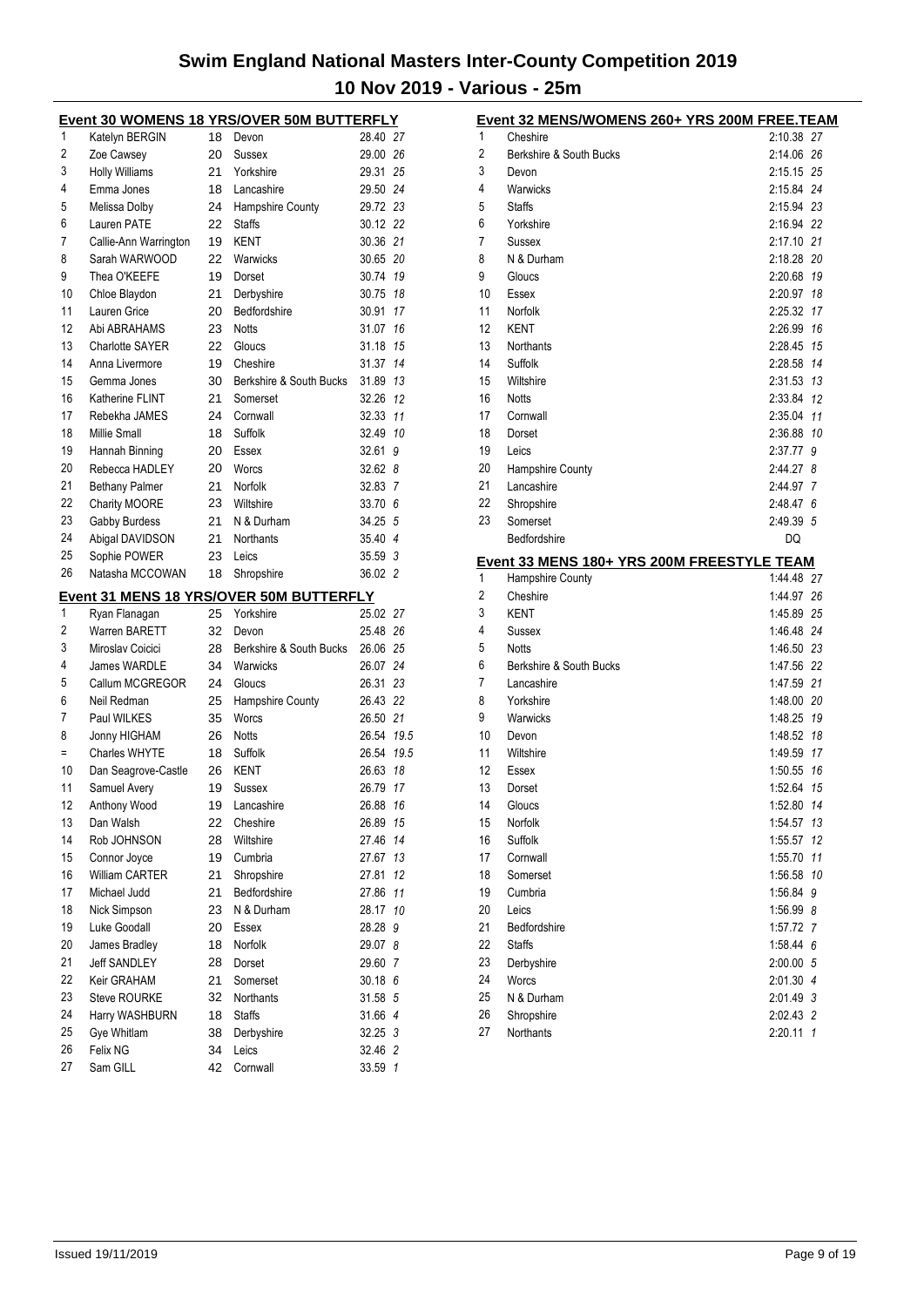# Swim England National Masters Inter-County Competition 2019

## 10 Nov 2019 - Various - 25m

### Event 30 WOMENS 18 YRS/OVER 50M BUTTERFLY

| Place | Name | Age | County | Time | Points |
|---|---|---|---|---|---|
| 1 | Katelyn BERGIN | 18 | Devon | 28.40 | 27 |
| 2 | Zoe Cawsey | 20 | Sussex | 29.00 | 26 |
| 3 | Holly Williams | 21 | Yorkshire | 29.31 | 25 |
| 4 | Emma Jones | 18 | Lancashire | 29.50 | 24 |
| 5 | Melissa Dolby | 24 | Hampshire County | 29.72 | 23 |
| 6 | Lauren PATE | 22 | Staffs | 30.12 | 22 |
| 7 | Callie-Ann Warrington | 19 | KENT | 30.36 | 21 |
| 8 | Sarah WARWOOD | 22 | Warwicks | 30.65 | 20 |
| 9 | Thea O'KEEFE | 19 | Dorset | 30.74 | 19 |
| 10 | Chloe Blaydon | 21 | Derbyshire | 30.75 | 18 |
| 11 | Lauren Grice | 20 | Bedfordshire | 30.91 | 17 |
| 12 | Abi ABRAHAMS | 23 | Notts | 31.07 | 16 |
| 13 | Charlotte SAYER | 22 | Gloucs | 31.18 | 15 |
| 14 | Anna Livermore | 19 | Cheshire | 31.37 | 14 |
| 15 | Gemma Jones | 30 | Berkshire & South Bucks | 31.89 | 13 |
| 16 | Katherine FLINT | 21 | Somerset | 32.26 | 12 |
| 17 | Rebekha JAMES | 24 | Cornwall | 32.33 | 11 |
| 18 | Millie Small | 18 | Suffolk | 32.49 | 10 |
| 19 | Hannah Binning | 20 | Essex | 32.61 | 9 |
| 20 | Rebecca HADLEY | 20 | Worcs | 32.62 | 8 |
| 21 | Bethany Palmer | 21 | Norfolk | 32.83 | 7 |
| 22 | Charity MOORE | 23 | Wiltshire | 33.70 | 6 |
| 23 | Gabby Burdess | 21 | N & Durham | 34.25 | 5 |
| 24 | Abigal DAVIDSON | 21 | Northants | 35.40 | 4 |
| 25 | Sophie POWER | 23 | Leics | 35.59 | 3 |
| 26 | Natasha MCCOWAN | 18 | Shropshire | 36.02 | 2 |

### Event 31 MENS 18 YRS/OVER 50M BUTTERFLY

| Place | Name | Age | County | Time | Points |
|---|---|---|---|---|---|
| 1 | Ryan Flanagan | 25 | Yorkshire | 25.02 | 27 |
| 2 | Warren BARETT | 32 | Devon | 25.48 | 26 |
| 3 | Miroslav Coicici | 28 | Berkshire & South Bucks | 26.06 | 25 |
| 4 | James WARDLE | 34 | Warwicks | 26.07 | 24 |
| 5 | Callum MCGREGOR | 24 | Gloucs | 26.31 | 23 |
| 6 | Neil Redman | 25 | Hampshire County | 26.43 | 22 |
| 7 | Paul WILKES | 35 | Worcs | 26.50 | 21 |
| 8 | Jonny HIGHAM | 26 | Notts | 26.54 | 19.5 |
| = | Charles WHYTE | 18 | Suffolk | 26.54 | 19.5 |
| 10 | Dan Seagrove-Castle | 26 | KENT | 26.63 | 18 |
| 11 | Samuel Avery | 19 | Sussex | 26.79 | 17 |
| 12 | Anthony Wood | 19 | Lancashire | 26.88 | 16 |
| 13 | Dan Walsh | 22 | Cheshire | 26.89 | 15 |
| 14 | Rob JOHNSON | 28 | Wiltshire | 27.46 | 14 |
| 15 | Connor Joyce | 19 | Cumbria | 27.67 | 13 |
| 16 | William CARTER | 21 | Shropshire | 27.81 | 12 |
| 17 | Michael Judd | 21 | Bedfordshire | 27.86 | 11 |
| 18 | Nick Simpson | 23 | N & Durham | 28.17 | 10 |
| 19 | Luke Goodall | 20 | Essex | 28.28 | 9 |
| 20 | James Bradley | 18 | Norfolk | 29.07 | 8 |
| 21 | Jeff SANDLEY | 28 | Dorset | 29.60 | 7 |
| 22 | Keir GRAHAM | 21 | Somerset | 30.18 | 6 |
| 23 | Steve ROURKE | 32 | Northants | 31.58 | 5 |
| 24 | Harry WASHBURN | 18 | Staffs | 31.66 | 4 |
| 25 | Gye Whitlam | 38 | Derbyshire | 32.25 | 3 |
| 26 | Felix NG | 34 | Leics | 32.46 | 2 |
| 27 | Sam GILL | 42 | Cornwall | 33.59 | 1 |

### Event 32 MENS/WOMENS 260+ YRS 200M FREE.TEAM

| Place | Team | Time | Points |
|---|---|---|---|
| 1 | Cheshire | 2:10.38 | 27 |
| 2 | Berkshire & South Bucks | 2:14.06 | 26 |
| 3 | Devon | 2:15.15 | 25 |
| 4 | Warwicks | 2:15.84 | 24 |
| 5 | Staffs | 2:15.94 | 23 |
| 6 | Yorkshire | 2:16.94 | 22 |
| 7 | Sussex | 2:17.10 | 21 |
| 8 | N & Durham | 2:18.28 | 20 |
| 9 | Gloucs | 2:20.68 | 19 |
| 10 | Essex | 2:20.97 | 18 |
| 11 | Norfolk | 2:25.32 | 17 |
| 12 | KENT | 2:26.99 | 16 |
| 13 | Northants | 2:28.45 | 15 |
| 14 | Suffolk | 2:28.58 | 14 |
| 15 | Wiltshire | 2:31.53 | 13 |
| 16 | Notts | 2:33.84 | 12 |
| 17 | Cornwall | 2:35.04 | 11 |
| 18 | Dorset | 2:36.88 | 10 |
| 19 | Leics | 2:37.77 | 9 |
| 20 | Hampshire County | 2:44.27 | 8 |
| 21 | Lancashire | 2:44.97 | 7 |
| 22 | Shropshire | 2:48.47 | 6 |
| 23 | Somerset | 2:49.39 | 5 |
| | Bedfordshire | DQ | |

### Event 33 MENS 180+ YRS 200M FREESTYLE TEAM

| Place | Team | Time | Points |
|---|---|---|---|
| 1 | Hampshire County | 1:44.48 | 27 |
| 2 | Cheshire | 1:44.97 | 26 |
| 3 | KENT | 1:45.89 | 25 |
| 4 | Sussex | 1:46.48 | 24 |
| 5 | Notts | 1:46.50 | 23 |
| 6 | Berkshire & South Bucks | 1:47.56 | 22 |
| 7 | Lancashire | 1:47.59 | 21 |
| 8 | Yorkshire | 1:48.00 | 20 |
| 9 | Warwicks | 1:48.25 | 19 |
| 10 | Devon | 1:48.52 | 18 |
| 11 | Wiltshire | 1:49.59 | 17 |
| 12 | Essex | 1:50.55 | 16 |
| 13 | Dorset | 1:52.64 | 15 |
| 14 | Gloucs | 1:52.80 | 14 |
| 15 | Norfolk | 1:54.57 | 13 |
| 16 | Suffolk | 1:55.57 | 12 |
| 17 | Cornwall | 1:55.70 | 11 |
| 18 | Somerset | 1:56.58 | 10 |
| 19 | Cumbria | 1:56.84 | 9 |
| 20 | Leics | 1:56.99 | 8 |
| 21 | Bedfordshire | 1:57.72 | 7 |
| 22 | Staffs | 1:58.44 | 6 |
| 23 | Derbyshire | 2:00.00 | 5 |
| 24 | Worcs | 2:01.30 | 4 |
| 25 | N & Durham | 2:01.49 | 3 |
| 26 | Shropshire | 2:02.43 | 2 |
| 27 | Northants | 2:20.11 | 1 |

Issued 19/11/2019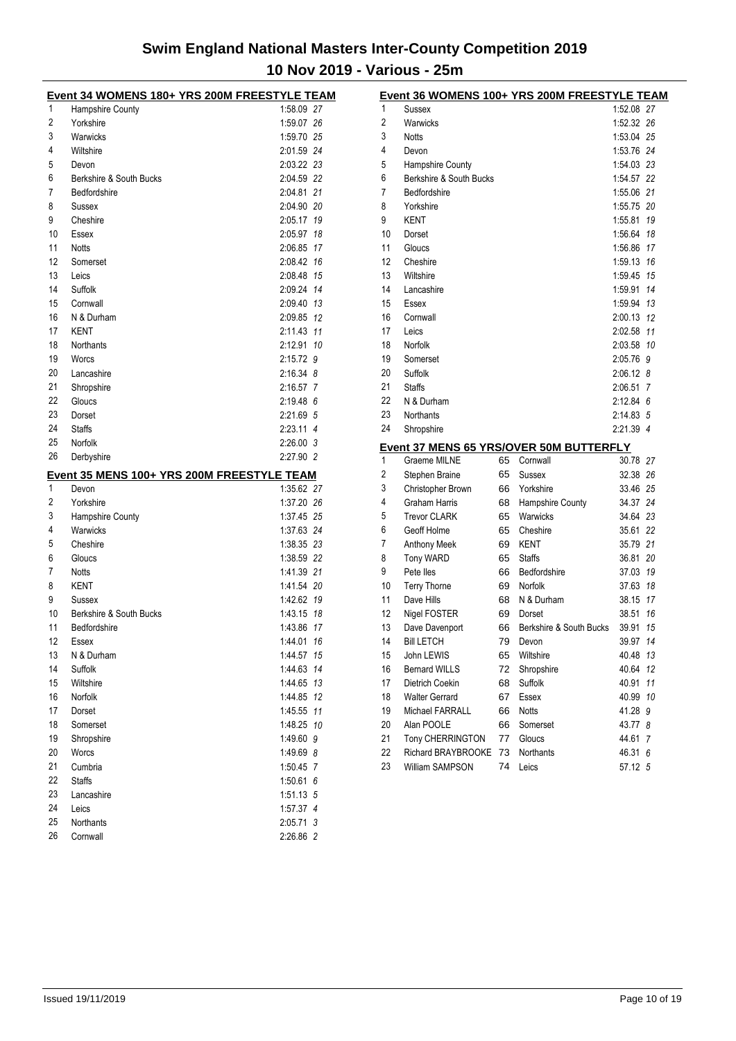# Swim England National Masters Inter-County Competition 2019

## 10 Nov 2019 - Various - 25m

### Event 34 WOMENS 180+ YRS 200M FREESTYLE TEAM

| Place | Team | Time | Points |
|---|---|---|---|
| 1 | Hampshire County | 1:58.09 | 27 |
| 2 | Yorkshire | 1:59.07 | 26 |
| 3 | Warwicks | 1:59.70 | 25 |
| 4 | Wiltshire | 2:01.59 | 24 |
| 5 | Devon | 2:03.22 | 23 |
| 6 | Berkshire & South Bucks | 2:04.59 | 22 |
| 7 | Bedfordshire | 2:04.81 | 21 |
| 8 | Sussex | 2:04.90 | 20 |
| 9 | Cheshire | 2:05.17 | 19 |
| 10 | Essex | 2:05.97 | 18 |
| 11 | Notts | 2:06.85 | 17 |
| 12 | Somerset | 2:08.42 | 16 |
| 13 | Leics | 2:08.48 | 15 |
| 14 | Suffolk | 2:09.24 | 14 |
| 15 | Cornwall | 2:09.40 | 13 |
| 16 | N & Durham | 2:09.85 | 12 |
| 17 | KENT | 2:11.43 | 11 |
| 18 | Northants | 2:12.91 | 10 |
| 19 | Worcs | 2:15.72 | 9 |
| 20 | Lancashire | 2:16.34 | 8 |
| 21 | Shropshire | 2:16.57 | 7 |
| 22 | Gloucs | 2:19.48 | 6 |
| 23 | Dorset | 2:21.69 | 5 |
| 24 | Staffs | 2:23.11 | 4 |
| 25 | Norfolk | 2:26.00 | 3 |
| 26 | Derbyshire | 2:27.90 | 2 |

### Event 35 MENS 100+ YRS 200M FREESTYLE TEAM

| Place | Team | Time | Points |
|---|---|---|---|
| 1 | Devon | 1:35.62 | 27 |
| 2 | Yorkshire | 1:37.20 | 26 |
| 3 | Hampshire County | 1:37.45 | 25 |
| 4 | Warwicks | 1:37.63 | 24 |
| 5 | Cheshire | 1:38.35 | 23 |
| 6 | Gloucs | 1:38.59 | 22 |
| 7 | Notts | 1:41.39 | 21 |
| 8 | KENT | 1:41.54 | 20 |
| 9 | Sussex | 1:42.62 | 19 |
| 10 | Berkshire & South Bucks | 1:43.15 | 18 |
| 11 | Bedfordshire | 1:43.86 | 17 |
| 12 | Essex | 1:44.01 | 16 |
| 13 | N & Durham | 1:44.57 | 15 |
| 14 | Suffolk | 1:44.63 | 14 |
| 15 | Wiltshire | 1:44.65 | 13 |
| 16 | Norfolk | 1:44.85 | 12 |
| 17 | Dorset | 1:45.55 | 11 |
| 18 | Somerset | 1:48.25 | 10 |
| 19 | Shropshire | 1:49.60 | 9 |
| 20 | Worcs | 1:49.69 | 8 |
| 21 | Cumbria | 1:50.45 | 7 |
| 22 | Staffs | 1:50.61 | 6 |
| 23 | Lancashire | 1:51.13 | 5 |
| 24 | Leics | 1:57.37 | 4 |
| 25 | Northants | 2:05.71 | 3 |
| 26 | Cornwall | 2:26.86 | 2 |

### Event 36 WOMENS 100+ YRS 200M FREESTYLE TEAM

| Place | Team | Time | Points |
|---|---|---|---|
| 1 | Sussex | 1:52.08 | 27 |
| 2 | Warwicks | 1:52.32 | 26 |
| 3 | Notts | 1:53.04 | 25 |
| 4 | Devon | 1:53.76 | 24 |
| 5 | Hampshire County | 1:54.03 | 23 |
| 6 | Berkshire & South Bucks | 1:54.57 | 22 |
| 7 | Bedfordshire | 1:55.06 | 21 |
| 8 | Yorkshire | 1:55.75 | 20 |
| 9 | KENT | 1:55.81 | 19 |
| 10 | Dorset | 1:56.64 | 18 |
| 11 | Gloucs | 1:56.86 | 17 |
| 12 | Cheshire | 1:59.13 | 16 |
| 13 | Wiltshire | 1:59.45 | 15 |
| 14 | Lancashire | 1:59.91 | 14 |
| 15 | Essex | 1:59.94 | 13 |
| 16 | Cornwall | 2:00.13 | 12 |
| 17 | Leics | 2:02.58 | 11 |
| 18 | Norfolk | 2:03.58 | 10 |
| 19 | Somerset | 2:05.76 | 9 |
| 20 | Suffolk | 2:06.12 | 8 |
| 21 | Staffs | 2:06.51 | 7 |
| 22 | N & Durham | 2:12.84 | 6 |
| 23 | Northants | 2:14.83 | 5 |
| 24 | Shropshire | 2:21.39 | 4 |

### Event 37 MENS 65 YRS/OVER 50M BUTTERFLY

| Place | Name | Age | Team | Time | Points |
|---|---|---|---|---|---|
| 1 | Graeme MILNE | 65 | Cornwall | 30.78 | 27 |
| 2 | Stephen Braine | 65 | Sussex | 32.38 | 26 |
| 3 | Christopher Brown | 66 | Yorkshire | 33.46 | 25 |
| 4 | Graham Harris | 68 | Hampshire County | 34.37 | 24 |
| 5 | Trevor CLARK | 65 | Warwicks | 34.64 | 23 |
| 6 | Geoff Holme | 65 | Cheshire | 35.61 | 22 |
| 7 | Anthony Meek | 69 | KENT | 35.79 | 21 |
| 8 | Tony WARD | 65 | Staffs | 36.81 | 20 |
| 9 | Pete Iles | 66 | Bedfordshire | 37.03 | 19 |
| 10 | Terry Thorne | 69 | Norfolk | 37.63 | 18 |
| 11 | Dave Hills | 68 | N & Durham | 38.15 | 17 |
| 12 | Nigel FOSTER | 69 | Dorset | 38.51 | 16 |
| 13 | Dave Davenport | 66 | Berkshire & South Bucks | 39.91 | 15 |
| 14 | Bill LETCH | 79 | Devon | 39.97 | 14 |
| 15 | John LEWIS | 65 | Wiltshire | 40.48 | 13 |
| 16 | Bernard WILLS | 72 | Shropshire | 40.64 | 12 |
| 17 | Dietrich Coekin | 68 | Suffolk | 40.91 | 11 |
| 18 | Walter Gerrard | 67 | Essex | 40.99 | 10 |
| 19 | Michael FARRALL | 66 | Notts | 41.28 | 9 |
| 20 | Alan POOLE | 66 | Somerset | 43.77 | 8 |
| 21 | Tony CHERRINGTON | 77 | Gloucs | 44.61 | 7 |
| 22 | Richard BRAYBROOKE | 73 | Northants | 46.31 | 6 |
| 23 | William SAMPSON | 74 | Leics | 57.12 | 5 |

Issued 19/11/2019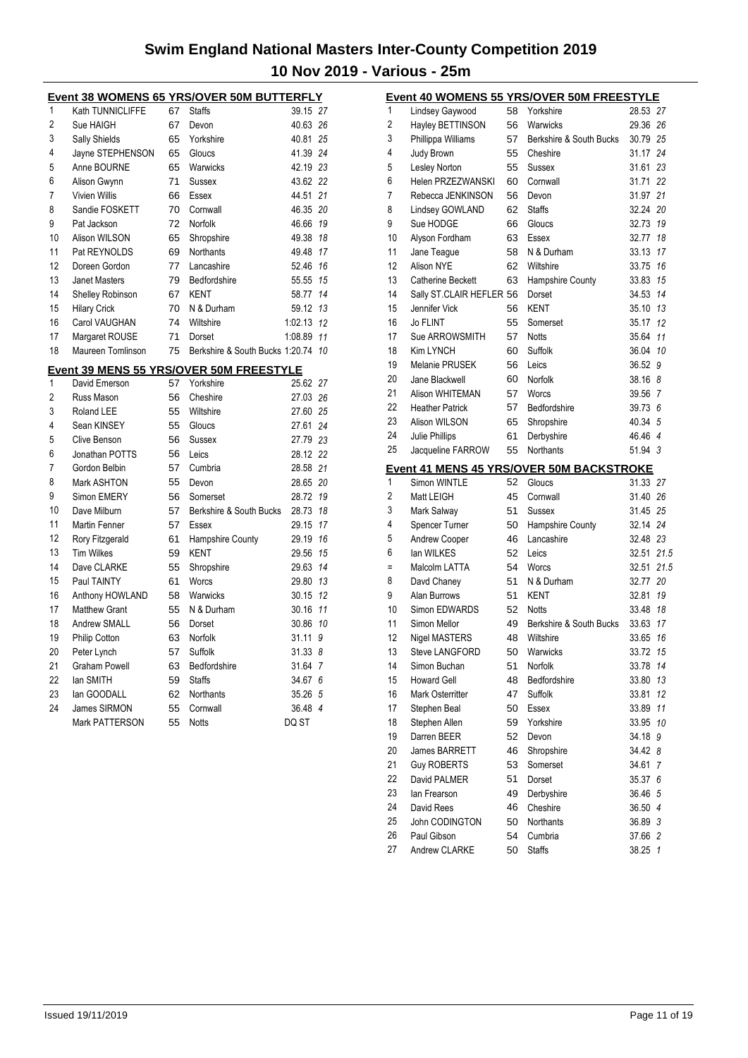# Swim England National Masters Inter-County Competition 2019

## 10 Nov 2019 - Various - 25m

### Event 38 WOMENS 65 YRS/OVER 50M BUTTERFLY

| Place | Name | Age | County | Time | Points |
|---|---|---|---|---|---|
| 1 | Kath TUNNICLIFFE | 67 | Staffs | 39.15 | 27 |
| 2 | Sue HAIGH | 67 | Devon | 40.63 | 26 |
| 3 | Sally Shields | 65 | Yorkshire | 40.81 | 25 |
| 4 | Jayne STEPHENSON | 65 | Gloucs | 41.39 | 24 |
| 5 | Anne BOURNE | 65 | Warwicks | 42.19 | 23 |
| 6 | Alison Gwynn | 71 | Sussex | 43.62 | 22 |
| 7 | Vivien Willis | 66 | Essex | 44.51 | 21 |
| 8 | Sandie FOSKETT | 70 | Cornwall | 46.35 | 20 |
| 9 | Pat Jackson | 72 | Norfolk | 46.66 | 19 |
| 10 | Alison WILSON | 65 | Shropshire | 49.38 | 18 |
| 11 | Pat REYNOLDS | 69 | Northants | 49.48 | 17 |
| 12 | Doreen Gordon | 77 | Lancashire | 52.46 | 16 |
| 13 | Janet Masters | 79 | Bedfordshire | 55.55 | 15 |
| 14 | Shelley Robinson | 67 | KENT | 58.77 | 14 |
| 15 | Hilary Crick | 70 | N & Durham | 59.12 | 13 |
| 16 | Carol VAUGHAN | 74 | Wiltshire | 1:02.13 | 12 |
| 17 | Margaret ROUSE | 71 | Dorset | 1:08.89 | 11 |
| 18 | Maureen Tomlinson | 75 | Berkshire & South Bucks | 1:20.74 | 10 |

### Event 39 MENS 55 YRS/OVER 50M FREESTYLE

| Place | Name | Age | County | Time | Points |
|---|---|---|---|---|---|
| 1 | David Emerson | 57 | Yorkshire | 25.62 | 27 |
| 2 | Russ Mason | 56 | Cheshire | 27.03 | 26 |
| 3 | Roland LEE | 55 | Wiltshire | 27.60 | 25 |
| 4 | Sean KINSEY | 55 | Gloucs | 27.61 | 24 |
| 5 | Clive Benson | 56 | Sussex | 27.79 | 23 |
| 6 | Jonathan POTTS | 56 | Leics | 28.12 | 22 |
| 7 | Gordon Belbin | 57 | Cumbria | 28.58 | 21 |
| 8 | Mark ASHTON | 55 | Devon | 28.65 | 20 |
| 9 | Simon EMERY | 56 | Somerset | 28.72 | 19 |
| 10 | Dave Milburn | 57 | Berkshire & South Bucks | 28.73 | 18 |
| 11 | Martin Fenner | 57 | Essex | 29.15 | 17 |
| 12 | Rory Fitzgerald | 61 | Hampshire County | 29.19 | 16 |
| 13 | Tim Wilkes | 59 | KENT | 29.56 | 15 |
| 14 | Dave CLARKE | 55 | Shropshire | 29.63 | 14 |
| 15 | Paul TAINTY | 61 | Worcs | 29.80 | 13 |
| 16 | Anthony HOWLAND | 58 | Warwicks | 30.15 | 12 |
| 17 | Matthew Grant | 55 | N & Durham | 30.16 | 11 |
| 18 | Andrew SMALL | 56 | Dorset | 30.86 | 10 |
| 19 | Philip Cotton | 63 | Norfolk | 31.11 | 9 |
| 20 | Peter Lynch | 57 | Suffolk | 31.33 | 8 |
| 21 | Graham Powell | 63 | Bedfordshire | 31.64 | 7 |
| 22 | Ian SMITH | 59 | Staffs | 34.67 | 6 |
| 23 | Ian GOODALL | 62 | Northants | 35.26 | 5 |
| 24 | James SIRMON | 55 | Cornwall | 36.48 | 4 |
| | Mark PATTERSON | 55 | Notts | DQ ST | |

### Event 40 WOMENS 55 YRS/OVER 50M FREESTYLE

| Place | Name | Age | County | Time | Points |
|---|---|---|---|---|---|
| 1 | Lindsey Gaywood | 58 | Yorkshire | 28.53 | 27 |
| 2 | Hayley BETTINSON | 56 | Warwicks | 29.36 | 26 |
| 3 | Phillippa Williams | 57 | Berkshire & South Bucks | 30.79 | 25 |
| 4 | Judy Brown | 55 | Cheshire | 31.17 | 24 |
| 5 | Lesley Norton | 55 | Sussex | 31.61 | 23 |
| 6 | Helen PRZEZWANSKI | 60 | Cornwall | 31.71 | 22 |
| 7 | Rebecca JENKINSON | 56 | Devon | 31.97 | 21 |
| 8 | Lindsey GOWLAND | 62 | Staffs | 32.24 | 20 |
| 9 | Sue HODGE | 66 | Gloucs | 32.73 | 19 |
| 10 | Alyson Fordham | 63 | Essex | 32.77 | 18 |
| 11 | Jane Teague | 58 | N & Durham | 33.13 | 17 |
| 12 | Alison NYE | 62 | Wiltshire | 33.75 | 16 |
| 13 | Catherine Beckett | 63 | Hampshire County | 33.83 | 15 |
| 14 | Sally ST.CLAIR HEFLER | 56 | Dorset | 34.53 | 14 |
| 15 | Jennifer Vick | 56 | KENT | 35.10 | 13 |
| 16 | Jo FLINT | 55 | Somerset | 35.17 | 12 |
| 17 | Sue ARROWSMITH | 57 | Notts | 35.64 | 11 |
| 18 | Kim LYNCH | 60 | Suffolk | 36.04 | 10 |
| 19 | Melanie PRUSEK | 56 | Leics | 36.52 | 9 |
| 20 | Jane Blackwell | 60 | Norfolk | 38.16 | 8 |
| 21 | Alison WHITEMAN | 57 | Worcs | 39.56 | 7 |
| 22 | Heather Patrick | 57 | Bedfordshire | 39.73 | 6 |
| 23 | Alison WILSON | 65 | Shropshire | 40.34 | 5 |
| 24 | Julie Phillips | 61 | Derbyshire | 46.46 | 4 |
| 25 | Jacqueline FARROW | 55 | Northants | 51.94 | 3 |

### Event 41 MENS 45 YRS/OVER 50M BACKSTROKE

| Place | Name | Age | County | Time | Points |
|---|---|---|---|---|---|
| 1 | Simon WINTLE | 52 | Gloucs | 31.33 | 27 |
| 2 | Matt LEIGH | 45 | Cornwall | 31.40 | 26 |
| 3 | Mark Salway | 51 | Sussex | 31.45 | 25 |
| 4 | Spencer Turner | 50 | Hampshire County | 32.14 | 24 |
| 5 | Andrew Cooper | 46 | Lancashire | 32.48 | 23 |
| 6 | Ian WILKES | 52 | Leics | 32.51 | 21.5 |
| = | Malcolm LATTA | 54 | Worcs | 32.51 | 21.5 |
| 8 | Davd Chaney | 51 | N & Durham | 32.77 | 20 |
| 9 | Alan Burrows | 51 | KENT | 32.81 | 19 |
| 10 | Simon EDWARDS | 52 | Notts | 33.48 | 18 |
| 11 | Simon Mellor | 49 | Berkshire & South Bucks | 33.63 | 17 |
| 12 | Nigel MASTERS | 48 | Wiltshire | 33.65 | 16 |
| 13 | Steve LANGFORD | 50 | Warwicks | 33.72 | 15 |
| 14 | Simon Buchan | 51 | Norfolk | 33.78 | 14 |
| 15 | Howard Gell | 48 | Bedfordshire | 33.80 | 13 |
| 16 | Mark Osterritter | 47 | Suffolk | 33.81 | 12 |
| 17 | Stephen Beal | 50 | Essex | 33.89 | 11 |
| 18 | Stephen Allen | 59 | Yorkshire | 33.95 | 10 |
| 19 | Darren BEER | 52 | Devon | 34.18 | 9 |
| 20 | James BARRETT | 46 | Shropshire | 34.42 | 8 |
| 21 | Guy ROBERTS | 53 | Somerset | 34.61 | 7 |
| 22 | David PALMER | 51 | Dorset | 35.37 | 6 |
| 23 | Ian Frearson | 49 | Derbyshire | 36.46 | 5 |
| 24 | David Rees | 46 | Cheshire | 36.50 | 4 |
| 25 | John CODINGTON | 50 | Northants | 36.89 | 3 |
| 26 | Paul Gibson | 54 | Cumbria | 37.66 | 2 |
| 27 | Andrew CLARKE | 50 | Staffs | 38.25 | 1 |

Issued 19/11/2019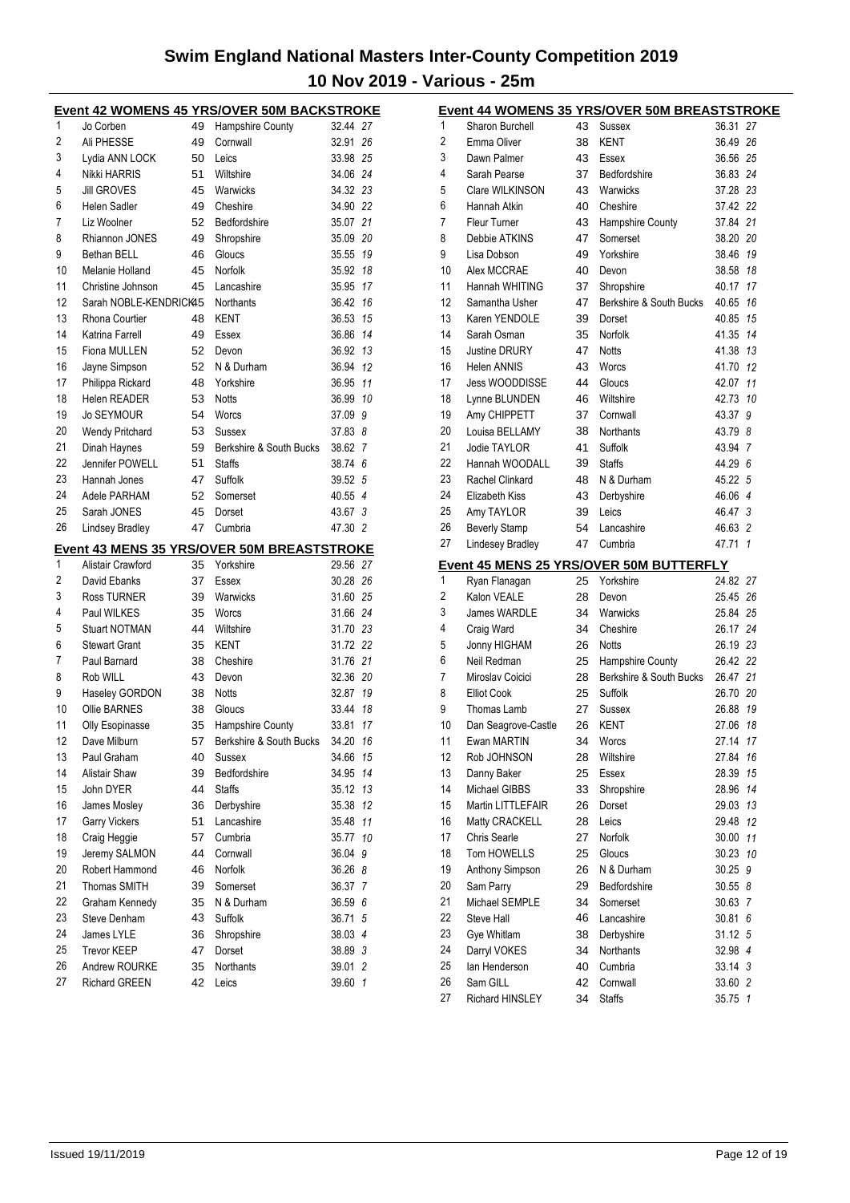# Swim England National Masters Inter-County Competition 2019

## 10 Nov 2019 - Various - 25m

### Event 42 WOMENS 45 YRS/OVER 50M BACKSTROKE

| Place | Name | Age | County | Time | Points |
|---|---|---|---|---|---|
| 1 | Jo Corben | 49 | Hampshire County | 32.44 | 27 |
| 2 | Ali PHESSE | 49 | Cornwall | 32.91 | 26 |
| 3 | Lydia ANN LOCK | 50 | Leics | 33.98 | 25 |
| 4 | Nikki HARRIS | 51 | Wiltshire | 34.06 | 24 |
| 5 | Jill GROVES | 45 | Warwicks | 34.32 | 23 |
| 6 | Helen Sadler | 49 | Cheshire | 34.90 | 22 |
| 7 | Liz Woolner | 52 | Bedfordshire | 35.07 | 21 |
| 8 | Rhiannon JONES | 49 | Shropshire | 35.09 | 20 |
| 9 | Bethan BELL | 46 | Gloucs | 35.55 | 19 |
| 10 | Melanie Holland | 45 | Norfolk | 35.92 | 18 |
| 11 | Christine Johnson | 45 | Lancashire | 35.95 | 17 |
| 12 | Sarah NOBLE-KENDRICK | 45 | Northants | 36.42 | 16 |
| 13 | Rhona Courtier | 48 | KENT | 36.53 | 15 |
| 14 | Katrina Farrell | 49 | Essex | 36.86 | 14 |
| 15 | Fiona MULLEN | 52 | Devon | 36.92 | 13 |
| 16 | Jayne Simpson | 52 | N & Durham | 36.94 | 12 |
| 17 | Philippa Rickard | 48 | Yorkshire | 36.95 | 11 |
| 18 | Helen READER | 53 | Notts | 36.99 | 10 |
| 19 | Jo SEYMOUR | 54 | Worcs | 37.09 | 9 |
| 20 | Wendy Pritchard | 53 | Sussex | 37.83 | 8 |
| 21 | Dinah Haynes | 59 | Berkshire & South Bucks | 38.62 | 7 |
| 22 | Jennifer POWELL | 51 | Staffs | 38.74 | 6 |
| 23 | Hannah Jones | 47 | Suffolk | 39.52 | 5 |
| 24 | Adele PARHAM | 52 | Somerset | 40.55 | 4 |
| 25 | Sarah JONES | 45 | Dorset | 43.67 | 3 |
| 26 | Lindsey Bradley | 47 | Cumbria | 47.30 | 2 |

### Event 43 MENS 35 YRS/OVER 50M BREASTSTROKE

| Place | Name | Age | County | Time | Points |
|---|---|---|---|---|---|
| 1 | Alistair Crawford | 35 | Yorkshire | 29.56 | 27 |
| 2 | David Ebanks | 37 | Essex | 30.28 | 26 |
| 3 | Ross TURNER | 39 | Warwicks | 31.60 | 25 |
| 4 | Paul WILKES | 35 | Worcs | 31.66 | 24 |
| 5 | Stuart NOTMAN | 44 | Wiltshire | 31.70 | 23 |
| 6 | Stewart Grant | 35 | KENT | 31.72 | 22 |
| 7 | Paul Barnard | 38 | Cheshire | 31.76 | 21 |
| 8 | Rob WILL | 43 | Devon | 32.36 | 20 |
| 9 | Haseley GORDON | 38 | Notts | 32.87 | 19 |
| 10 | Ollie BARNES | 38 | Gloucs | 33.44 | 18 |
| 11 | Olly Esopinasse | 35 | Hampshire County | 33.81 | 17 |
| 12 | Dave Milburn | 57 | Berkshire & South Bucks | 34.20 | 16 |
| 13 | Paul Graham | 40 | Sussex | 34.66 | 15 |
| 14 | Alistair Shaw | 39 | Bedfordshire | 34.95 | 14 |
| 15 | John DYER | 44 | Staffs | 35.12 | 13 |
| 16 | James Mosley | 36 | Derbyshire | 35.38 | 12 |
| 17 | Garry Vickers | 51 | Lancashire | 35.48 | 11 |
| 18 | Craig Heggie | 57 | Cumbria | 35.77 | 10 |
| 19 | Jeremy SALMON | 44 | Cornwall | 36.04 | 9 |
| 20 | Robert Hammond | 46 | Norfolk | 36.26 | 8 |
| 21 | Thomas SMITH | 39 | Somerset | 36.37 | 7 |
| 22 | Graham Kennedy | 35 | N & Durham | 36.59 | 6 |
| 23 | Steve Denham | 43 | Suffolk | 36.71 | 5 |
| 24 | James LYLE | 36 | Shropshire | 38.03 | 4 |
| 25 | Trevor KEEP | 47 | Dorset | 38.89 | 3 |
| 26 | Andrew ROURKE | 35 | Northants | 39.01 | 2 |
| 27 | Richard GREEN | 42 | Leics | 39.60 | 1 |

### Event 44 WOMENS 35 YRS/OVER 50M BREASTSTROKE

| Place | Name | Age | County | Time | Points |
|---|---|---|---|---|---|
| 1 | Sharon Burchell | 43 | Sussex | 36.31 | 27 |
| 2 | Emma Oliver | 38 | KENT | 36.49 | 26 |
| 3 | Dawn Palmer | 43 | Essex | 36.56 | 25 |
| 4 | Sarah Pearse | 37 | Bedfordshire | 36.83 | 24 |
| 5 | Clare WILKINSON | 43 | Warwicks | 37.28 | 23 |
| 6 | Hannah Atkin | 40 | Cheshire | 37.42 | 22 |
| 7 | Fleur Turner | 43 | Hampshire County | 37.84 | 21 |
| 8 | Debbie ATKINS | 47 | Somerset | 38.20 | 20 |
| 9 | Lisa Dobson | 49 | Yorkshire | 38.46 | 19 |
| 10 | Alex MCCRAE | 40 | Devon | 38.58 | 18 |
| 11 | Hannah WHITING | 37 | Shropshire | 40.17 | 17 |
| 12 | Samantha Usher | 47 | Berkshire & South Bucks | 40.65 | 16 |
| 13 | Karen YENDOLE | 39 | Dorset | 40.85 | 15 |
| 14 | Sarah Osman | 35 | Norfolk | 41.35 | 14 |
| 15 | Justine DRURY | 47 | Notts | 41.38 | 13 |
| 16 | Helen ANNIS | 43 | Worcs | 41.70 | 12 |
| 17 | Jess WOODDISSE | 44 | Gloucs | 42.07 | 11 |
| 18 | Lynne BLUNDEN | 46 | Wiltshire | 42.73 | 10 |
| 19 | Amy CHIPPETT | 37 | Cornwall | 43.37 | 9 |
| 20 | Louisa BELLAMY | 38 | Northants | 43.79 | 8 |
| 21 | Jodie TAYLOR | 41 | Suffolk | 43.94 | 7 |
| 22 | Hannah WOODALL | 39 | Staffs | 44.29 | 6 |
| 23 | Rachel Clinkard | 48 | N & Durham | 45.22 | 5 |
| 24 | Elizabeth Kiss | 43 | Derbyshire | 46.06 | 4 |
| 25 | Amy TAYLOR | 39 | Leics | 46.47 | 3 |
| 26 | Beverly Stamp | 54 | Lancashire | 46.63 | 2 |
| 27 | Lindsey Bradley | 47 | Cumbria | 47.71 | 1 |

### Event 45 MENS 25 YRS/OVER 50M BUTTERFLY

| Place | Name | Age | County | Time | Points |
|---|---|---|---|---|---|
| 1 | Ryan Flanagan | 25 | Yorkshire | 24.82 | 27 |
| 2 | Kalon VEALE | 28 | Devon | 25.45 | 26 |
| 3 | James WARDLE | 34 | Warwicks | 25.84 | 25 |
| 4 | Craig Ward | 34 | Cheshire | 26.17 | 24 |
| 5 | Jonny HIGHAM | 26 | Notts | 26.19 | 23 |
| 6 | Neil Redman | 25 | Hampshire County | 26.42 | 22 |
| 7 | Miroslav Coicici | 28 | Berkshire & South Bucks | 26.47 | 21 |
| 8 | Elliot Cook | 25 | Suffolk | 26.70 | 20 |
| 9 | Thomas Lamb | 27 | Sussex | 26.88 | 19 |
| 10 | Dan Seagrove-Castle | 26 | KENT | 27.06 | 18 |
| 11 | Ewan MARTIN | 34 | Worcs | 27.14 | 17 |
| 12 | Rob JOHNSON | 28 | Wiltshire | 27.84 | 16 |
| 13 | Danny Baker | 25 | Essex | 28.39 | 15 |
| 14 | Michael GIBBS | 33 | Shropshire | 28.96 | 14 |
| 15 | Martin LITTLEFAIR | 26 | Dorset | 29.03 | 13 |
| 16 | Matty CRACKELL | 28 | Leics | 29.48 | 12 |
| 17 | Chris Searle | 27 | Norfolk | 30.00 | 11 |
| 18 | Tom HOWELLS | 25 | Gloucs | 30.23 | 10 |
| 19 | Anthony Simpson | 26 | N & Durham | 30.25 | 9 |
| 20 | Sam Parry | 29 | Bedfordshire | 30.55 | 8 |
| 21 | Michael SEMPLE | 34 | Somerset | 30.63 | 7 |
| 22 | Steve Hall | 46 | Lancashire | 30.81 | 6 |
| 23 | Gye Whitlam | 38 | Derbyshire | 31.12 | 5 |
| 24 | Darryl VOKES | 34 | Northants | 32.98 | 4 |
| 25 | Ian Henderson | 40 | Cumbria | 33.14 | 3 |
| 26 | Sam GILL | 42 | Cornwall | 33.60 | 2 |
| 27 | Richard HINSLEY | 34 | Staffs | 35.75 | 1 |

Issued 19/11/2019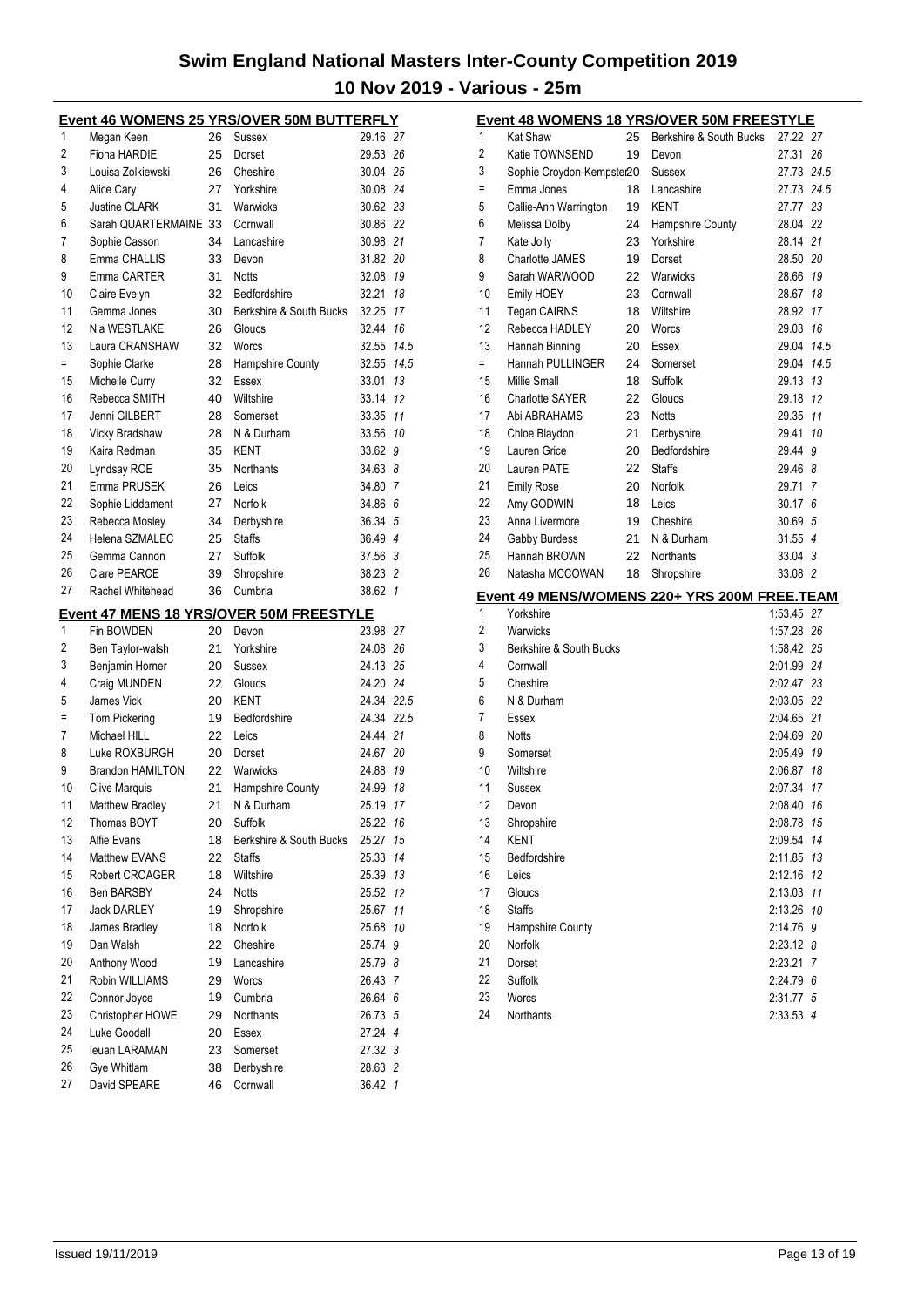# Swim England National Masters Inter-County Competition 2019

## 10 Nov 2019 - Various - 25m

### Event 46 WOMENS 25 YRS/OVER 50M BUTTERFLY

| Place | Name | Age | County | Time | Points |
|---|---|---|---|---|---|
| 1 | Megan Keen | 26 | Sussex | 29.16 | 27 |
| 2 | Fiona HARDIE | 25 | Dorset | 29.53 | 26 |
| 3 | Louisa Zolkiewski | 26 | Cheshire | 30.04 | 25 |
| 4 | Alice Cary | 27 | Yorkshire | 30.08 | 24 |
| 5 | Justine CLARK | 31 | Warwicks | 30.62 | 23 |
| 6 | Sarah QUARTERMAINE | 33 | Cornwall | 30.86 | 22 |
| 7 | Sophie Casson | 34 | Lancashire | 30.98 | 21 |
| 8 | Emma CHALLIS | 33 | Devon | 31.82 | 20 |
| 9 | Emma CARTER | 31 | Notts | 32.08 | 19 |
| 10 | Claire Evelyn | 32 | Bedfordshire | 32.21 | 18 |
| 11 | Gemma Jones | 30 | Berkshire & South Bucks | 32.25 | 17 |
| 12 | Nia WESTLAKE | 26 | Gloucs | 32.44 | 16 |
| 13 | Laura CRANSHAW | 32 | Worcs | 32.55 | 14.5 |
| = | Sophie Clarke | 28 | Hampshire County | 32.55 | 14.5 |
| 15 | Michelle Curry | 32 | Essex | 33.01 | 13 |
| 16 | Rebecca SMITH | 40 | Wiltshire | 33.14 | 12 |
| 17 | Jenni GILBERT | 28 | Somerset | 33.35 | 11 |
| 18 | Vicky Bradshaw | 28 | N & Durham | 33.56 | 10 |
| 19 | Kaira Redman | 35 | KENT | 33.62 | 9 |
| 20 | Lyndsay ROE | 35 | Northants | 34.63 | 8 |
| 21 | Emma PRUSEK | 26 | Leics | 34.80 | 7 |
| 22 | Sophie Liddament | 27 | Norfolk | 34.86 | 6 |
| 23 | Rebecca Mosley | 34 | Derbyshire | 36.34 | 5 |
| 24 | Helena SZMALEC | 25 | Staffs | 36.49 | 4 |
| 25 | Gemma Cannon | 27 | Suffolk | 37.56 | 3 |
| 26 | Clare PEARCE | 39 | Shropshire | 38.23 | 2 |
| 27 | Rachel Whitehead | 36 | Cumbria | 38.62 | 1 |

### Event 47 MENS 18 YRS/OVER 50M FREESTYLE

| Place | Name | Age | County | Time | Points |
|---|---|---|---|---|---|
| 1 | Fin BOWDEN | 20 | Devon | 23.98 | 27 |
| 2 | Ben Taylor-walsh | 21 | Yorkshire | 24.08 | 26 |
| 3 | Benjamin Horner | 20 | Sussex | 24.13 | 25 |
| 4 | Craig MUNDEN | 22 | Gloucs | 24.20 | 24 |
| 5 | James Vick | 20 | KENT | 24.34 | 22.5 |
| = | Tom Pickering | 19 | Bedfordshire | 24.34 | 22.5 |
| 7 | Michael HILL | 22 | Leics | 24.44 | 21 |
| 8 | Luke ROXBURGH | 20 | Dorset | 24.67 | 20 |
| 9 | Brandon HAMILTON | 22 | Warwicks | 24.88 | 19 |
| 10 | Clive Marquis | 21 | Hampshire County | 24.99 | 18 |
| 11 | Matthew Bradley | 21 | N & Durham | 25.19 | 17 |
| 12 | Thomas BOYT | 20 | Suffolk | 25.22 | 16 |
| 13 | Alfie Evans | 18 | Berkshire & South Bucks | 25.27 | 15 |
| 14 | Matthew EVANS | 22 | Staffs | 25.33 | 14 |
| 15 | Robert CROAGER | 18 | Wiltshire | 25.39 | 13 |
| 16 | Ben BARSBY | 24 | Notts | 25.52 | 12 |
| 17 | Jack DARLEY | 19 | Shropshire | 25.67 | 11 |
| 18 | James Bradley | 18 | Norfolk | 25.68 | 10 |
| 19 | Dan Walsh | 22 | Cheshire | 25.74 | 9 |
| 20 | Anthony Wood | 19 | Lancashire | 25.79 | 8 |
| 21 | Robin WILLIAMS | 29 | Worcs | 26.43 | 7 |
| 22 | Connor Joyce | 19 | Cumbria | 26.64 | 6 |
| 23 | Christopher HOWE | 29 | Northants | 26.73 | 5 |
| 24 | Luke Goodall | 20 | Essex | 27.24 | 4 |
| 25 | Ieuan LARAMAN | 23 | Somerset | 27.32 | 3 |
| 26 | Gye Whitlam | 38 | Derbyshire | 28.63 | 2 |
| 27 | David SPEARE | 46 | Cornwall | 36.42 | 1 |

### Event 48 WOMENS 18 YRS/OVER 50M FREESTYLE

| Place | Name | Age | County | Time | Points |
|---|---|---|---|---|---|
| 1 | Kat Shaw | 25 | Berkshire & South Bucks | 27.22 | 27 |
| 2 | Katie TOWNSEND | 19 | Devon | 27.31 | 26 |
| 3 | Sophie Croydon-Kempster | 20 | Sussex | 27.73 | 24.5 |
| = | Emma Jones | 18 | Lancashire | 27.73 | 24.5 |
| 5 | Callie-Ann Warrington | 19 | KENT | 27.77 | 23 |
| 6 | Melissa Dolby | 24 | Hampshire County | 28.04 | 22 |
| 7 | Kate Jolly | 23 | Yorkshire | 28.14 | 21 |
| 8 | Charlotte JAMES | 19 | Dorset | 28.50 | 20 |
| 9 | Sarah WARWOOD | 22 | Warwicks | 28.66 | 19 |
| 10 | Emily HOEY | 23 | Cornwall | 28.67 | 18 |
| 11 | Tegan CAIRNS | 18 | Wiltshire | 28.92 | 17 |
| 12 | Rebecca HADLEY | 20 | Worcs | 29.03 | 16 |
| 13 | Hannah Binning | 20 | Essex | 29.04 | 14.5 |
| = | Hannah PULLINGER | 24 | Somerset | 29.04 | 14.5 |
| 15 | Millie Small | 18 | Suffolk | 29.13 | 13 |
| 16 | Charlotte SAYER | 22 | Gloucs | 29.18 | 12 |
| 17 | Abi ABRAHAMS | 23 | Notts | 29.35 | 11 |
| 18 | Chloe Blaydon | 21 | Derbyshire | 29.41 | 10 |
| 19 | Lauren Grice | 20 | Bedfordshire | 29.44 | 9 |
| 20 | Lauren PATE | 22 | Staffs | 29.46 | 8 |
| 21 | Emily Rose | 20 | Norfolk | 29.71 | 7 |
| 22 | Amy GODWIN | 18 | Leics | 30.17 | 6 |
| 23 | Anna Livermore | 19 | Cheshire | 30.69 | 5 |
| 24 | Gabby Burdess | 21 | N & Durham | 31.55 | 4 |
| 25 | Hannah BROWN | 22 | Northants | 33.04 | 3 |
| 26 | Natasha MCCOWAN | 18 | Shropshire | 33.08 | 2 |

### Event 49 MENS/WOMENS 220+ YRS 200M FREE.TEAM

| Place | Team | Time | Points |
|---|---|---|---|
| 1 | Yorkshire | 1:53.45 | 27 |
| 2 | Warwicks | 1:57.28 | 26 |
| 3 | Berkshire & South Bucks | 1:58.42 | 25 |
| 4 | Cornwall | 2:01.99 | 24 |
| 5 | Cheshire | 2:02.47 | 23 |
| 6 | N & Durham | 2:03.05 | 22 |
| 7 | Essex | 2:04.65 | 21 |
| 8 | Notts | 2:04.69 | 20 |
| 9 | Somerset | 2:05.49 | 19 |
| 10 | Wiltshire | 2:06.87 | 18 |
| 11 | Sussex | 2:07.34 | 17 |
| 12 | Devon | 2:08.40 | 16 |
| 13 | Shropshire | 2:08.78 | 15 |
| 14 | KENT | 2:09.54 | 14 |
| 15 | Bedfordshire | 2:11.85 | 13 |
| 16 | Leics | 2:12.16 | 12 |
| 17 | Gloucs | 2:13.03 | 11 |
| 18 | Staffs | 2:13.26 | 10 |
| 19 | Hampshire County | 2:14.76 | 9 |
| 20 | Norfolk | 2:23.12 | 8 |
| 21 | Dorset | 2:23.21 | 7 |
| 22 | Suffolk | 2:24.79 | 6 |
| 23 | Worcs | 2:31.77 | 5 |
| 24 | Northants | 2:33.53 | 4 |

Issued 19/11/2019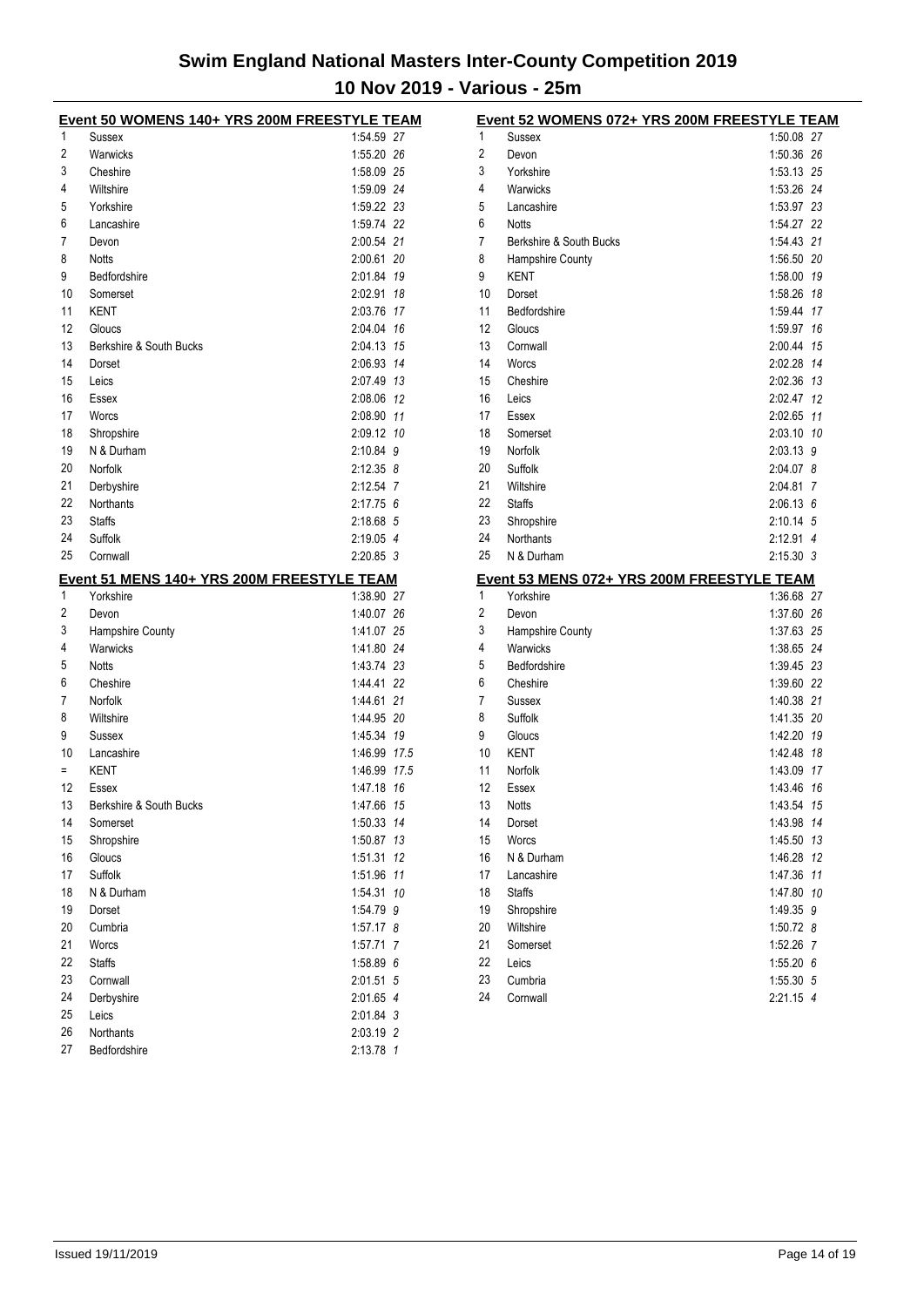# Swim England National Masters Inter-County Competition 2019

## 10 Nov 2019 - Various - 25m

### Event 50 WOMENS 140+ YRS 200M FREESTYLE TEAM

| Place | Team | Time | Points |
|---|---|---|---|
| 1 | Sussex | 1:54.59 | 27 |
| 2 | Warwicks | 1:55.20 | 26 |
| 3 | Cheshire | 1:58.09 | 25 |
| 4 | Wiltshire | 1:59.09 | 24 |
| 5 | Yorkshire | 1:59.22 | 23 |
| 6 | Lancashire | 1:59.74 | 22 |
| 7 | Devon | 2:00.54 | 21 |
| 8 | Notts | 2:00.61 | 20 |
| 9 | Bedfordshire | 2:01.84 | 19 |
| 10 | Somerset | 2:02.91 | 18 |
| 11 | KENT | 2:03.76 | 17 |
| 12 | Gloucs | 2:04.04 | 16 |
| 13 | Berkshire & South Bucks | 2:04.13 | 15 |
| 14 | Dorset | 2:06.93 | 14 |
| 15 | Leics | 2:07.49 | 13 |
| 16 | Essex | 2:08.06 | 12 |
| 17 | Worcs | 2:08.90 | 11 |
| 18 | Shropshire | 2:09.12 | 10 |
| 19 | N & Durham | 2:10.84 | 9 |
| 20 | Norfolk | 2:12.35 | 8 |
| 21 | Derbyshire | 2:12.54 | 7 |
| 22 | Northants | 2:17.75 | 6 |
| 23 | Staffs | 2:18.68 | 5 |
| 24 | Suffolk | 2:19.05 | 4 |
| 25 | Cornwall | 2:20.85 | 3 |

### Event 51 MENS 140+ YRS 200M FREESTYLE TEAM

| Place | Team | Time | Points |
|---|---|---|---|
| 1 | Yorkshire | 1:38.90 | 27 |
| 2 | Devon | 1:40.07 | 26 |
| 3 | Hampshire County | 1:41.07 | 25 |
| 4 | Warwicks | 1:41.80 | 24 |
| 5 | Notts | 1:43.74 | 23 |
| 6 | Cheshire | 1:44.41 | 22 |
| 7 | Norfolk | 1:44.61 | 21 |
| 8 | Wiltshire | 1:44.95 | 20 |
| 9 | Sussex | 1:45.34 | 19 |
| 10 | Lancashire | 1:46.99 | 17.5 |
| = | KENT | 1:46.99 | 17.5 |
| 12 | Essex | 1:47.18 | 16 |
| 13 | Berkshire & South Bucks | 1:47.66 | 15 |
| 14 | Somerset | 1:50.33 | 14 |
| 15 | Shropshire | 1:50.87 | 13 |
| 16 | Gloucs | 1:51.31 | 12 |
| 17 | Suffolk | 1:51.96 | 11 |
| 18 | N & Durham | 1:54.31 | 10 |
| 19 | Dorset | 1:54.79 | 9 |
| 20 | Cumbria | 1:57.17 | 8 |
| 21 | Worcs | 1:57.71 | 7 |
| 22 | Staffs | 1:58.89 | 6 |
| 23 | Cornwall | 2:01.51 | 5 |
| 24 | Derbyshire | 2:01.65 | 4 |
| 25 | Leics | 2:01.84 | 3 |
| 26 | Northants | 2:03.19 | 2 |
| 27 | Bedfordshire | 2:13.78 | 1 |

### Event 52 WOMENS 072+ YRS 200M FREESTYLE TEAM

| Place | Team | Time | Points |
|---|---|---|---|
| 1 | Sussex | 1:50.08 | 27 |
| 2 | Devon | 1:50.36 | 26 |
| 3 | Yorkshire | 1:53.13 | 25 |
| 4 | Warwicks | 1:53.26 | 24 |
| 5 | Lancashire | 1:53.97 | 23 |
| 6 | Notts | 1:54.27 | 22 |
| 7 | Berkshire & South Bucks | 1:54.43 | 21 |
| 8 | Hampshire County | 1:56.50 | 20 |
| 9 | KENT | 1:58.00 | 19 |
| 10 | Dorset | 1:58.26 | 18 |
| 11 | Bedfordshire | 1:59.44 | 17 |
| 12 | Gloucs | 1:59.97 | 16 |
| 13 | Cornwall | 2:00.44 | 15 |
| 14 | Worcs | 2:02.28 | 14 |
| 15 | Cheshire | 2:02.36 | 13 |
| 16 | Leics | 2:02.47 | 12 |
| 17 | Essex | 2:02.65 | 11 |
| 18 | Somerset | 2:03.10 | 10 |
| 19 | Norfolk | 2:03.13 | 9 |
| 20 | Suffolk | 2:04.07 | 8 |
| 21 | Wiltshire | 2:04.81 | 7 |
| 22 | Staffs | 2:06.13 | 6 |
| 23 | Shropshire | 2:10.14 | 5 |
| 24 | Northants | 2:12.91 | 4 |
| 25 | N & Durham | 2:15.30 | 3 |

### Event 53 MENS 072+ YRS 200M FREESTYLE TEAM

| Place | Team | Time | Points |
|---|---|---|---|
| 1 | Yorkshire | 1:36.68 | 27 |
| 2 | Devon | 1:37.60 | 26 |
| 3 | Hampshire County | 1:37.63 | 25 |
| 4 | Warwicks | 1:38.65 | 24 |
| 5 | Bedfordshire | 1:39.45 | 23 |
| 6 | Cheshire | 1:39.60 | 22 |
| 7 | Sussex | 1:40.38 | 21 |
| 8 | Suffolk | 1:41.35 | 20 |
| 9 | Gloucs | 1:42.20 | 19 |
| 10 | KENT | 1:42.48 | 18 |
| 11 | Norfolk | 1:43.09 | 17 |
| 12 | Essex | 1:43.46 | 16 |
| 13 | Notts | 1:43.54 | 15 |
| 14 | Dorset | 1:43.98 | 14 |
| 15 | Worcs | 1:45.50 | 13 |
| 16 | N & Durham | 1:46.28 | 12 |
| 17 | Lancashire | 1:47.36 | 11 |
| 18 | Staffs | 1:47.80 | 10 |
| 19 | Shropshire | 1:49.35 | 9 |
| 20 | Wiltshire | 1:50.72 | 8 |
| 21 | Somerset | 1:52.26 | 7 |
| 22 | Leics | 1:55.20 | 6 |
| 23 | Cumbria | 1:55.30 | 5 |
| 24 | Cornwall | 2:21.15 | 4 |

Issued 19/11/2019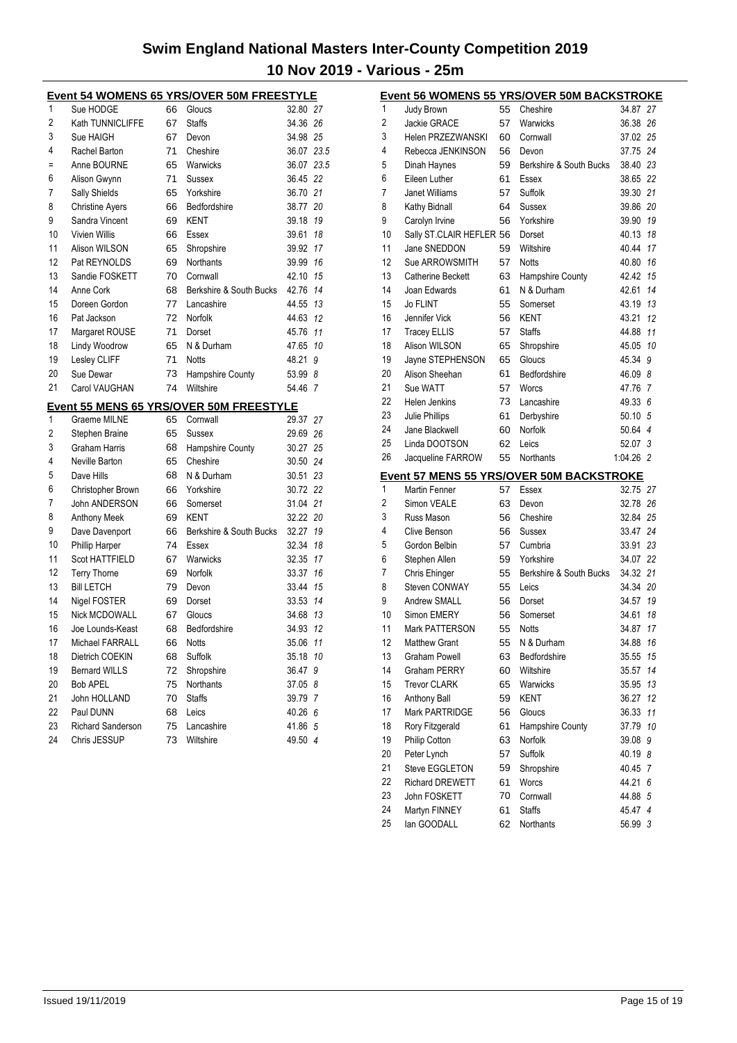# Swim England National Masters Inter-County Competition 2019

## 10 Nov 2019 - Various - 25m

### Event 54 WOMENS 65 YRS/OVER 50M FREESTYLE

| Place | Name | Age | County | Time | Points |
|---|---|---|---|---|---|
| 1 | Sue HODGE | 66 | Gloucs | 32.80 | 27 |
| 2 | Kath TUNNICLIFFE | 67 | Staffs | 34.36 | 26 |
| 3 | Sue HAIGH | 67 | Devon | 34.98 | 25 |
| 4 | Rachel Barton | 71 | Cheshire | 36.07 | 23.5 |
| = | Anne BOURNE | 65 | Warwicks | 36.07 | 23.5 |
| 6 | Alison Gwynn | 71 | Sussex | 36.45 | 22 |
| 7 | Sally Shields | 65 | Yorkshire | 36.70 | 21 |
| 8 | Christine Ayers | 66 | Bedfordshire | 38.77 | 20 |
| 9 | Sandra Vincent | 69 | KENT | 39.18 | 19 |
| 10 | Vivien Willis | 66 | Essex | 39.61 | 18 |
| 11 | Alison WILSON | 65 | Shropshire | 39.92 | 17 |
| 12 | Pat REYNOLDS | 69 | Northants | 39.99 | 16 |
| 13 | Sandie FOSKETT | 70 | Cornwall | 42.10 | 15 |
| 14 | Anne Cork | 68 | Berkshire & South Bucks | 42.76 | 14 |
| 15 | Doreen Gordon | 77 | Lancashire | 44.55 | 13 |
| 16 | Pat Jackson | 72 | Norfolk | 44.63 | 12 |
| 17 | Margaret ROUSE | 71 | Dorset | 45.76 | 11 |
| 18 | Lindy Woodrow | 65 | N & Durham | 47.65 | 10 |
| 19 | Lesley CLIFF | 71 | Notts | 48.21 | 9 |
| 20 | Sue Dewar | 73 | Hampshire County | 53.99 | 8 |
| 21 | Carol VAUGHAN | 74 | Wiltshire | 54.46 | 7 |

### Event 55 MENS 65 YRS/OVER 50M FREESTYLE

| Place | Name | Age | County | Time | Points |
|---|---|---|---|---|---|
| 1 | Graeme MILNE | 65 | Cornwall | 29.37 | 27 |
| 2 | Stephen Braine | 65 | Sussex | 29.69 | 26 |
| 3 | Graham Harris | 68 | Hampshire County | 30.27 | 25 |
| 4 | Neville Barton | 65 | Cheshire | 30.50 | 24 |
| 5 | Dave Hills | 68 | N & Durham | 30.51 | 23 |
| 6 | Christopher Brown | 66 | Yorkshire | 30.72 | 22 |
| 7 | John ANDERSON | 66 | Somerset | 31.04 | 21 |
| 8 | Anthony Meek | 69 | KENT | 32.22 | 20 |
| 9 | Dave Davenport | 66 | Berkshire & South Bucks | 32.27 | 19 |
| 10 | Phillip Harper | 74 | Essex | 32.34 | 18 |
| 11 | Scot HATTFIELD | 67 | Warwicks | 32.35 | 17 |
| 12 | Terry Thorne | 69 | Norfolk | 33.37 | 16 |
| 13 | Bill LETCH | 79 | Devon | 33.44 | 15 |
| 14 | Nigel FOSTER | 69 | Dorset | 33.53 | 14 |
| 15 | Nick MCDOWALL | 67 | Gloucs | 34.68 | 13 |
| 16 | Joe Lounds-Keast | 68 | Bedfordshire | 34.93 | 12 |
| 17 | Michael FARRALL | 66 | Notts | 35.06 | 11 |
| 18 | Dietrich COEKIN | 68 | Suffolk | 35.18 | 10 |
| 19 | Bernard WILLS | 72 | Shropshire | 36.47 | 9 |
| 20 | Bob APEL | 75 | Northants | 37.05 | 8 |
| 21 | John HOLLAND | 70 | Staffs | 39.79 | 7 |
| 22 | Paul DUNN | 68 | Leics | 40.26 | 6 |
| 23 | Richard Sanderson | 75 | Lancashire | 41.86 | 5 |
| 24 | Chris JESSUP | 73 | Wiltshire | 49.50 | 4 |

### Event 56 WOMENS 55 YRS/OVER 50M BACKSTROKE

| Place | Name | Age | County | Time | Points |
|---|---|---|---|---|---|
| 1 | Judy Brown | 55 | Cheshire | 34.87 | 27 |
| 2 | Jackie GRACE | 57 | Warwicks | 36.38 | 26 |
| 3 | Helen PRZEZWANSKI | 60 | Cornwall | 37.02 | 25 |
| 4 | Rebecca JENKINSON | 56 | Devon | 37.75 | 24 |
| 5 | Dinah Haynes | 59 | Berkshire & South Bucks | 38.40 | 23 |
| 6 | Eileen Luther | 61 | Essex | 38.65 | 22 |
| 7 | Janet Williams | 57 | Suffolk | 39.30 | 21 |
| 8 | Kathy Bidnall | 64 | Sussex | 39.86 | 20 |
| 9 | Carolyn Irvine | 56 | Yorkshire | 39.90 | 19 |
| 10 | Sally ST.CLAIR HEFLER | 56 | Dorset | 40.13 | 18 |
| 11 | Jane SNEDDON | 59 | Wiltshire | 40.44 | 17 |
| 12 | Sue ARROWSMITH | 57 | Notts | 40.80 | 16 |
| 13 | Catherine Beckett | 63 | Hampshire County | 42.42 | 15 |
| 14 | Joan Edwards | 61 | N & Durham | 42.61 | 14 |
| 15 | Jo FLINT | 55 | Somerset | 43.19 | 13 |
| 16 | Jennifer Vick | 56 | KENT | 43.21 | 12 |
| 17 | Tracey ELLIS | 57 | Staffs | 44.88 | 11 |
| 18 | Alison WILSON | 65 | Shropshire | 45.05 | 10 |
| 19 | Jayne STEPHENSON | 65 | Gloucs | 45.34 | 9 |
| 20 | Alison Sheehan | 61 | Bedfordshire | 46.09 | 8 |
| 21 | Sue WATT | 57 | Worcs | 47.76 | 7 |
| 22 | Helen Jenkins | 73 | Lancashire | 49.33 | 6 |
| 23 | Julie Phillips | 61 | Derbyshire | 50.10 | 5 |
| 24 | Jane Blackwell | 60 | Norfolk | 50.64 | 4 |
| 25 | Linda DOOTSON | 62 | Leics | 52.07 | 3 |
| 26 | Jacqueline FARROW | 55 | Northants | 1:04.26 | 2 |

### Event 57 MENS 55 YRS/OVER 50M BACKSTROKE

| Place | Name | Age | County | Time | Points |
|---|---|---|---|---|---|
| 1 | Martin Fenner | 57 | Essex | 32.75 | 27 |
| 2 | Simon VEALE | 63 | Devon | 32.78 | 26 |
| 3 | Russ Mason | 56 | Cheshire | 32.84 | 25 |
| 4 | Clive Benson | 56 | Sussex | 33.47 | 24 |
| 5 | Gordon Belbin | 57 | Cumbria | 33.91 | 23 |
| 6 | Stephen Allen | 59 | Yorkshire | 34.07 | 22 |
| 7 | Chris Ehinger | 55 | Berkshire & South Bucks | 34.32 | 21 |
| 8 | Steven CONWAY | 55 | Leics | 34.34 | 20 |
| 9 | Andrew SMALL | 56 | Dorset | 34.57 | 19 |
| 10 | Simon EMERY | 56 | Somerset | 34.61 | 18 |
| 11 | Mark PATTERSON | 55 | Notts | 34.87 | 17 |
| 12 | Matthew Grant | 55 | N & Durham | 34.88 | 16 |
| 13 | Graham Powell | 63 | Bedfordshire | 35.55 | 15 |
| 14 | Graham PERRY | 60 | Wiltshire | 35.57 | 14 |
| 15 | Trevor CLARK | 65 | Warwicks | 35.95 | 13 |
| 16 | Anthony Ball | 59 | KENT | 36.27 | 12 |
| 17 | Mark PARTRIDGE | 56 | Gloucs | 36.33 | 11 |
| 18 | Rory Fitzgerald | 61 | Hampshire County | 37.79 | 10 |
| 19 | Philip Cotton | 63 | Norfolk | 39.08 | 9 |
| 20 | Peter Lynch | 57 | Suffolk | 40.19 | 8 |
| 21 | Steve EGGLETON | 59 | Shropshire | 40.45 | 7 |
| 22 | Richard DREWETT | 61 | Worcs | 44.21 | 6 |
| 23 | John FOSKETT | 70 | Cornwall | 44.88 | 5 |
| 24 | Martyn FINNEY | 61 | Staffs | 45.47 | 4 |
| 25 | Ian GOODALL | 62 | Northants | 56.99 | 3 |

Issued 19/11/2019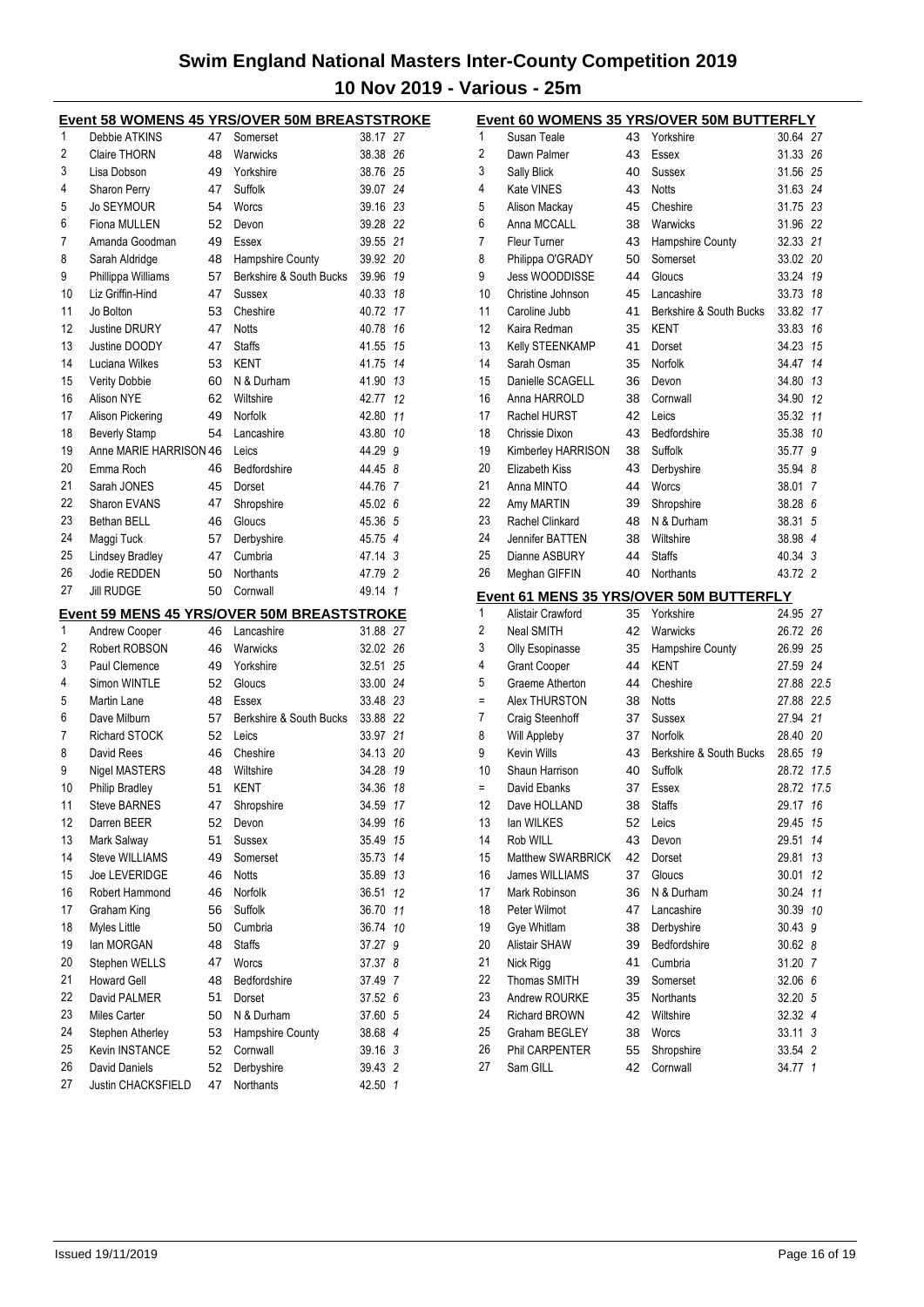# Swim England National Masters Inter-County Competition 2019

## 10 Nov 2019 - Various - 25m

### Event 58 WOMENS 45 YRS/OVER 50M BREASTSTROKE

| Place | Name | Age | County | Time | Points |
|---|---|---|---|---|---|
| 1 | Debbie ATKINS | 47 | Somerset | 38.17 | 27 |
| 2 | Claire THORN | 48 | Warwicks | 38.38 | 26 |
| 3 | Lisa Dobson | 49 | Yorkshire | 38.76 | 25 |
| 4 | Sharon Perry | 47 | Suffolk | 39.07 | 24 |
| 5 | Jo SEYMOUR | 54 | Worcs | 39.16 | 23 |
| 6 | Fiona MULLEN | 52 | Devon | 39.28 | 22 |
| 7 | Amanda Goodman | 49 | Essex | 39.55 | 21 |
| 8 | Sarah Aldridge | 48 | Hampshire County | 39.92 | 20 |
| 9 | Phillippa Williams | 57 | Berkshire & South Bucks | 39.96 | 19 |
| 10 | Liz Griffin-Hind | 47 | Sussex | 40.33 | 18 |
| 11 | Jo Bolton | 53 | Cheshire | 40.72 | 17 |
| 12 | Justine DRURY | 47 | Notts | 40.78 | 16 |
| 13 | Justine DOODY | 47 | Staffs | 41.55 | 15 |
| 14 | Luciana Wilkes | 53 | KENT | 41.75 | 14 |
| 15 | Verity Dobbie | 60 | N & Durham | 41.90 | 13 |
| 16 | Alison NYE | 62 | Wiltshire | 42.77 | 12 |
| 17 | Alison Pickering | 49 | Norfolk | 42.80 | 11 |
| 18 | Beverly Stamp | 54 | Lancashire | 43.80 | 10 |
| 19 | Anne MARIE HARRISON | 46 | Leics | 44.29 | 9 |
| 20 | Emma Roch | 46 | Bedfordshire | 44.45 | 8 |
| 21 | Sarah JONES | 45 | Dorset | 44.76 | 7 |
| 22 | Sharon EVANS | 47 | Shropshire | 45.02 | 6 |
| 23 | Bethan BELL | 46 | Gloucs | 45.36 | 5 |
| 24 | Maggi Tuck | 57 | Derbyshire | 45.75 | 4 |
| 25 | Lindsey Bradley | 47 | Cumbria | 47.14 | 3 |
| 26 | Jodie REDDEN | 50 | Northants | 47.79 | 2 |
| 27 | Jill RUDGE | 50 | Cornwall | 49.14 | 1 |

### Event 59 MENS 45 YRS/OVER 50M BREASTSTROKE

| Place | Name | Age | County | Time | Points |
|---|---|---|---|---|---|
| 1 | Andrew Cooper | 46 | Lancashire | 31.88 | 27 |
| 2 | Robert ROBSON | 46 | Warwicks | 32.02 | 26 |
| 3 | Paul Clemence | 49 | Yorkshire | 32.51 | 25 |
| 4 | Simon WINTLE | 52 | Gloucs | 33.00 | 24 |
| 5 | Martin Lane | 48 | Essex | 33.48 | 23 |
| 6 | Dave Milburn | 57 | Berkshire & South Bucks | 33.88 | 22 |
| 7 | Richard STOCK | 52 | Leics | 33.97 | 21 |
| 8 | David Rees | 46 | Cheshire | 34.13 | 20 |
| 9 | Nigel MASTERS | 48 | Wiltshire | 34.28 | 19 |
| 10 | Philip Bradley | 51 | KENT | 34.36 | 18 |
| 11 | Steve BARNES | 47 | Shropshire | 34.59 | 17 |
| 12 | Darren BEER | 52 | Devon | 34.99 | 16 |
| 13 | Mark Salway | 51 | Sussex | 35.49 | 15 |
| 14 | Steve WILLIAMS | 49 | Somerset | 35.73 | 14 |
| 15 | Joe LEVERIDGE | 46 | Notts | 35.89 | 13 |
| 16 | Robert Hammond | 46 | Norfolk | 36.51 | 12 |
| 17 | Graham King | 56 | Suffolk | 36.70 | 11 |
| 18 | Myles Little | 50 | Cumbria | 36.74 | 10 |
| 19 | Ian MORGAN | 48 | Staffs | 37.27 | 9 |
| 20 | Stephen WELLS | 47 | Worcs | 37.37 | 8 |
| 21 | Howard Gell | 48 | Bedfordshire | 37.49 | 7 |
| 22 | David PALMER | 51 | Dorset | 37.52 | 6 |
| 23 | Miles Carter | 50 | N & Durham | 37.60 | 5 |
| 24 | Stephen Atherley | 53 | Hampshire County | 38.68 | 4 |
| 25 | Kevin INSTANCE | 52 | Cornwall | 39.16 | 3 |
| 26 | David Daniels | 52 | Derbyshire | 39.43 | 2 |
| 27 | Justin CHACKSFIELD | 47 | Northants | 42.50 | 1 |

### Event 60 WOMENS 35 YRS/OVER 50M BUTTERFLY

| Place | Name | Age | County | Time | Points |
|---|---|---|---|---|---|
| 1 | Susan Teale | 43 | Yorkshire | 30.64 | 27 |
| 2 | Dawn Palmer | 43 | Essex | 31.33 | 26 |
| 3 | Sally Blick | 40 | Sussex | 31.56 | 25 |
| 4 | Kate VINES | 43 | Notts | 31.63 | 24 |
| 5 | Alison Mackay | 45 | Cheshire | 31.75 | 23 |
| 6 | Anna MCCALL | 38 | Warwicks | 31.96 | 22 |
| 7 | Fleur Turner | 43 | Hampshire County | 32.33 | 21 |
| 8 | Philippa O'GRADY | 50 | Somerset | 33.02 | 20 |
| 9 | Jess WOODDISSE | 44 | Gloucs | 33.24 | 19 |
| 10 | Christine Johnson | 45 | Lancashire | 33.73 | 18 |
| 11 | Caroline Jubb | 41 | Berkshire & South Bucks | 33.82 | 17 |
| 12 | Kaira Redman | 35 | KENT | 33.83 | 16 |
| 13 | Kelly STEENKAMP | 41 | Dorset | 34.23 | 15 |
| 14 | Sarah Osman | 35 | Norfolk | 34.47 | 14 |
| 15 | Danielle SCAGELL | 36 | Devon | 34.80 | 13 |
| 16 | Anna HARROLD | 38 | Cornwall | 34.90 | 12 |
| 17 | Rachel HURST | 42 | Leics | 35.32 | 11 |
| 18 | Chrissie Dixon | 43 | Bedfordshire | 35.38 | 10 |
| 19 | Kimberley HARRISON | 38 | Suffolk | 35.77 | 9 |
| 20 | Elizabeth Kiss | 43 | Derbyshire | 35.94 | 8 |
| 21 | Anna MINTO | 44 | Worcs | 38.01 | 7 |
| 22 | Amy MARTIN | 39 | Shropshire | 38.28 | 6 |
| 23 | Rachel Clinkard | 48 | N & Durham | 38.31 | 5 |
| 24 | Jennifer BATTEN | 38 | Wiltshire | 38.98 | 4 |
| 25 | Dianne ASBURY | 44 | Staffs | 40.34 | 3 |
| 26 | Meghan GIFFIN | 40 | Northants | 43.72 | 2 |

### Event 61 MENS 35 YRS/OVER 50M BUTTERFLY

| Place | Name | Age | County | Time | Points |
|---|---|---|---|---|---|
| 1 | Alistair Crawford | 35 | Yorkshire | 24.95 | 27 |
| 2 | Neal SMITH | 42 | Warwicks | 26.72 | 26 |
| 3 | Olly Esopinasse | 35 | Hampshire County | 26.99 | 25 |
| 4 | Grant Cooper | 44 | KENT | 27.59 | 24 |
| 5 | Graeme Atherton | 44 | Cheshire | 27.88 | 22.5 |
| = | Alex THURSTON | 38 | Notts | 27.88 | 22.5 |
| 7 | Craig Steenhoff | 37 | Sussex | 27.94 | 21 |
| 8 | Will Appleby | 37 | Norfolk | 28.40 | 20 |
| 9 | Kevin Wills | 43 | Berkshire & South Bucks | 28.65 | 19 |
| 10 | Shaun Harrison | 40 | Suffolk | 28.72 | 17.5 |
| = | David Ebanks | 37 | Essex | 28.72 | 17.5 |
| 12 | Dave HOLLAND | 38 | Staffs | 29.17 | 16 |
| 13 | Ian WILKES | 52 | Leics | 29.45 | 15 |
| 14 | Rob WILL | 43 | Devon | 29.51 | 14 |
| 15 | Matthew SWARBRICK | 42 | Dorset | 29.81 | 13 |
| 16 | James WILLIAMS | 37 | Gloucs | 30.01 | 12 |
| 17 | Mark Robinson | 36 | N & Durham | 30.24 | 11 |
| 18 | Peter Wilmot | 47 | Lancashire | 30.39 | 10 |
| 19 | Gye Whitlam | 38 | Derbyshire | 30.43 | 9 |
| 20 | Alistair SHAW | 39 | Bedfordshire | 30.62 | 8 |
| 21 | Nick Rigg | 41 | Cumbria | 31.20 | 7 |
| 22 | Thomas SMITH | 39 | Somerset | 32.06 | 6 |
| 23 | Andrew ROURKE | 35 | Northants | 32.20 | 5 |
| 24 | Richard BROWN | 42 | Wiltshire | 32.32 | 4 |
| 25 | Graham BEGLEY | 38 | Worcs | 33.11 | 3 |
| 26 | Phil CARPENTER | 55 | Shropshire | 33.54 | 2 |
| 27 | Sam GILL | 42 | Cornwall | 34.77 | 1 |

Issued 19/11/2019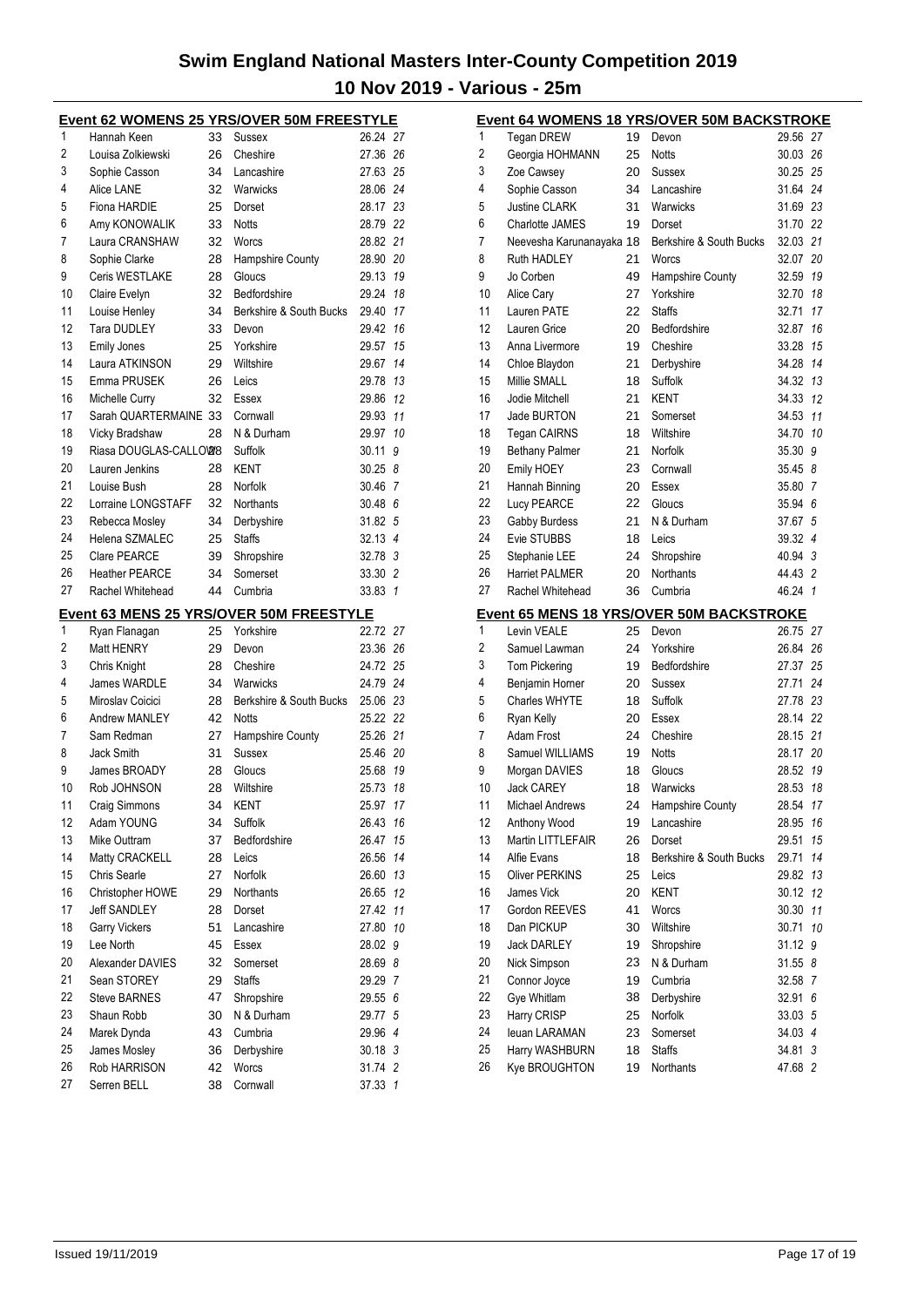# Swim England National Masters Inter-County Competition 2019

## 10 Nov 2019 - Various - 25m

### Event 62 WOMENS 25 YRS/OVER 50M FREESTYLE

| Place | Name | Age | County | Time | Points |
|---|---|---|---|---|---|
| 1 | Hannah Keen | 33 | Sussex | 26.24 | 27 |
| 2 | Louisa Zolkiewski | 26 | Cheshire | 27.36 | 26 |
| 3 | Sophie Casson | 34 | Lancashire | 27.63 | 25 |
| 4 | Alice LANE | 32 | Warwicks | 28.06 | 24 |
| 5 | Fiona HARDIE | 25 | Dorset | 28.17 | 23 |
| 6 | Amy KONOWALIK | 33 | Notts | 28.79 | 22 |
| 7 | Laura CRANSHAW | 32 | Worcs | 28.82 | 21 |
| 8 | Sophie Clarke | 28 | Hampshire County | 28.90 | 20 |
| 9 | Ceris WESTLAKE | 28 | Gloucs | 29.13 | 19 |
| 10 | Claire Evelyn | 32 | Bedfordshire | 29.24 | 18 |
| 11 | Louise Henley | 34 | Berkshire & South Bucks | 29.40 | 17 |
| 12 | Tara DUDLEY | 33 | Devon | 29.42 | 16 |
| 13 | Emily Jones | 25 | Yorkshire | 29.57 | 15 |
| 14 | Laura ATKINSON | 29 | Wiltshire | 29.67 | 14 |
| 15 | Emma PRUSEK | 26 | Leics | 29.78 | 13 |
| 16 | Michelle Curry | 32 | Essex | 29.86 | 12 |
| 17 | Sarah QUARTERMAINE | 33 | Cornwall | 29.93 | 11 |
| 18 | Vicky Bradshaw | 28 | N & Durham | 29.97 | 10 |
| 19 | Riasa DOUGLAS-CALLOW | 28 | Suffolk | 30.11 | 9 |
| 20 | Lauren Jenkins | 28 | KENT | 30.25 | 8 |
| 21 | Louise Bush | 28 | Norfolk | 30.46 | 7 |
| 22 | Lorraine LONGSTAFF | 32 | Northants | 30.48 | 6 |
| 23 | Rebecca Mosley | 34 | Derbyshire | 31.82 | 5 |
| 24 | Helena SZMALEC | 25 | Staffs | 32.13 | 4 |
| 25 | Clare PEARCE | 39 | Shropshire | 32.78 | 3 |
| 26 | Heather PEARCE | 34 | Somerset | 33.30 | 2 |
| 27 | Rachel Whitehead | 44 | Cumbria | 33.83 | 1 |

### Event 63 MENS 25 YRS/OVER 50M FREESTYLE

| Place | Name | Age | County | Time | Points |
|---|---|---|---|---|---|
| 1 | Ryan Flanagan | 25 | Yorkshire | 22.72 | 27 |
| 2 | Matt HENRY | 29 | Devon | 23.36 | 26 |
| 3 | Chris Knight | 28 | Cheshire | 24.72 | 25 |
| 4 | James WARDLE | 34 | Warwicks | 24.79 | 24 |
| 5 | Miroslav Coicici | 28 | Berkshire & South Bucks | 25.06 | 23 |
| 6 | Andrew MANLEY | 42 | Notts | 25.22 | 22 |
| 7 | Sam Redman | 27 | Hampshire County | 25.26 | 21 |
| 8 | Jack Smith | 31 | Sussex | 25.46 | 20 |
| 9 | James BROADY | 28 | Gloucs | 25.68 | 19 |
| 10 | Rob JOHNSON | 28 | Wiltshire | 25.73 | 18 |
| 11 | Craig Simmons | 34 | KENT | 25.97 | 17 |
| 12 | Adam YOUNG | 34 | Suffolk | 26.43 | 16 |
| 13 | Mike Outtram | 37 | Bedfordshire | 26.47 | 15 |
| 14 | Matty CRACKELL | 28 | Leics | 26.56 | 14 |
| 15 | Chris Searle | 27 | Norfolk | 26.60 | 13 |
| 16 | Christopher HOWE | 29 | Northants | 26.65 | 12 |
| 17 | Jeff SANDLEY | 28 | Dorset | 27.42 | 11 |
| 18 | Garry Vickers | 51 | Lancashire | 27.80 | 10 |
| 19 | Lee North | 45 | Essex | 28.02 | 9 |
| 20 | Alexander DAVIES | 32 | Somerset | 28.69 | 8 |
| 21 | Sean STOREY | 29 | Staffs | 29.29 | 7 |
| 22 | Steve BARNES | 47 | Shropshire | 29.55 | 6 |
| 23 | Shaun Robb | 30 | N & Durham | 29.77 | 5 |
| 24 | Marek Dynda | 43 | Cumbria | 29.96 | 4 |
| 25 | James Mosley | 36 | Derbyshire | 30.18 | 3 |
| 26 | Rob HARRISON | 42 | Worcs | 31.74 | 2 |
| 27 | Serren BELL | 38 | Cornwall | 37.33 | 1 |

### Event 64 WOMENS 18 YRS/OVER 50M BACKSTROKE

| Place | Name | Age | County | Time | Points |
|---|---|---|---|---|---|
| 1 | Tegan DREW | 19 | Devon | 29.56 | 27 |
| 2 | Georgia HOHMANN | 25 | Notts | 30.03 | 26 |
| 3 | Zoe Cawsey | 20 | Sussex | 30.25 | 25 |
| 4 | Sophie Casson | 34 | Lancashire | 31.64 | 24 |
| 5 | Justine CLARK | 31 | Warwicks | 31.69 | 23 |
| 6 | Charlotte JAMES | 19 | Dorset | 31.70 | 22 |
| 7 | Neevesha Karunanayaka | 18 | Berkshire & South Bucks | 32.03 | 21 |
| 8 | Ruth HADLEY | 21 | Worcs | 32.07 | 20 |
| 9 | Jo Corben | 49 | Hampshire County | 32.59 | 19 |
| 10 | Alice Cary | 27 | Yorkshire | 32.70 | 18 |
| 11 | Lauren PATE | 22 | Staffs | 32.71 | 17 |
| 12 | Lauren Grice | 20 | Bedfordshire | 32.87 | 16 |
| 13 | Anna Livermore | 19 | Cheshire | 33.28 | 15 |
| 14 | Chloe Blaydon | 21 | Derbyshire | 34.28 | 14 |
| 15 | Millie SMALL | 18 | Suffolk | 34.32 | 13 |
| 16 | Jodie Mitchell | 21 | KENT | 34.33 | 12 |
| 17 | Jade BURTON | 21 | Somerset | 34.53 | 11 |
| 18 | Tegan CAIRNS | 18 | Wiltshire | 34.70 | 10 |
| 19 | Bethany Palmer | 21 | Norfolk | 35.30 | 9 |
| 20 | Emily HOEY | 23 | Cornwall | 35.45 | 8 |
| 21 | Hannah Binning | 20 | Essex | 35.80 | 7 |
| 22 | Lucy PEARCE | 22 | Gloucs | 35.94 | 6 |
| 23 | Gabby Burdess | 21 | N & Durham | 37.67 | 5 |
| 24 | Evie STUBBS | 18 | Leics | 39.32 | 4 |
| 25 | Stephanie LEE | 24 | Shropshire | 40.94 | 3 |
| 26 | Harriet PALMER | 20 | Northants | 44.43 | 2 |
| 27 | Rachel Whitehead | 36 | Cumbria | 46.24 | 1 |

### Event 65 MENS 18 YRS/OVER 50M BACKSTROKE

| Place | Name | Age | County | Time | Points |
|---|---|---|---|---|---|
| 1 | Levin VEALE | 25 | Devon | 26.75 | 27 |
| 2 | Samuel Lawman | 24 | Yorkshire | 26.84 | 26 |
| 3 | Tom Pickering | 19 | Bedfordshire | 27.37 | 25 |
| 4 | Benjamin Horner | 20 | Sussex | 27.71 | 24 |
| 5 | Charles WHYTE | 18 | Suffolk | 27.78 | 23 |
| 6 | Ryan Kelly | 20 | Essex | 28.14 | 22 |
| 7 | Adam Frost | 24 | Cheshire | 28.15 | 21 |
| 8 | Samuel WILLIAMS | 19 | Notts | 28.17 | 20 |
| 9 | Morgan DAVIES | 18 | Gloucs | 28.52 | 19 |
| 10 | Jack CAREY | 18 | Warwicks | 28.53 | 18 |
| 11 | Michael Andrews | 24 | Hampshire County | 28.54 | 17 |
| 12 | Anthony Wood | 19 | Lancashire | 28.95 | 16 |
| 13 | Martin LITTLEFAIR | 26 | Dorset | 29.51 | 15 |
| 14 | Alfie Evans | 18 | Berkshire & South Bucks | 29.71 | 14 |
| 15 | Oliver PERKINS | 25 | Leics | 29.82 | 13 |
| 16 | James Vick | 20 | KENT | 30.12 | 12 |
| 17 | Gordon REEVES | 41 | Worcs | 30.30 | 11 |
| 18 | Dan PICKUP | 30 | Wiltshire | 30.71 | 10 |
| 19 | Jack DARLEY | 19 | Shropshire | 31.12 | 9 |
| 20 | Nick Simpson | 23 | N & Durham | 31.55 | 8 |
| 21 | Connor Joyce | 19 | Cumbria | 32.58 | 7 |
| 22 | Gye Whitlam | 38 | Derbyshire | 32.91 | 6 |
| 23 | Harry CRISP | 25 | Norfolk | 33.03 | 5 |
| 24 | Ieuan LARAMAN | 23 | Somerset | 34.03 | 4 |
| 25 | Harry WASHBURN | 18 | Staffs | 34.81 | 3 |
| 26 | Kye BROUGHTON | 19 | Northants | 47.68 | 2 |

Issued 19/11/2019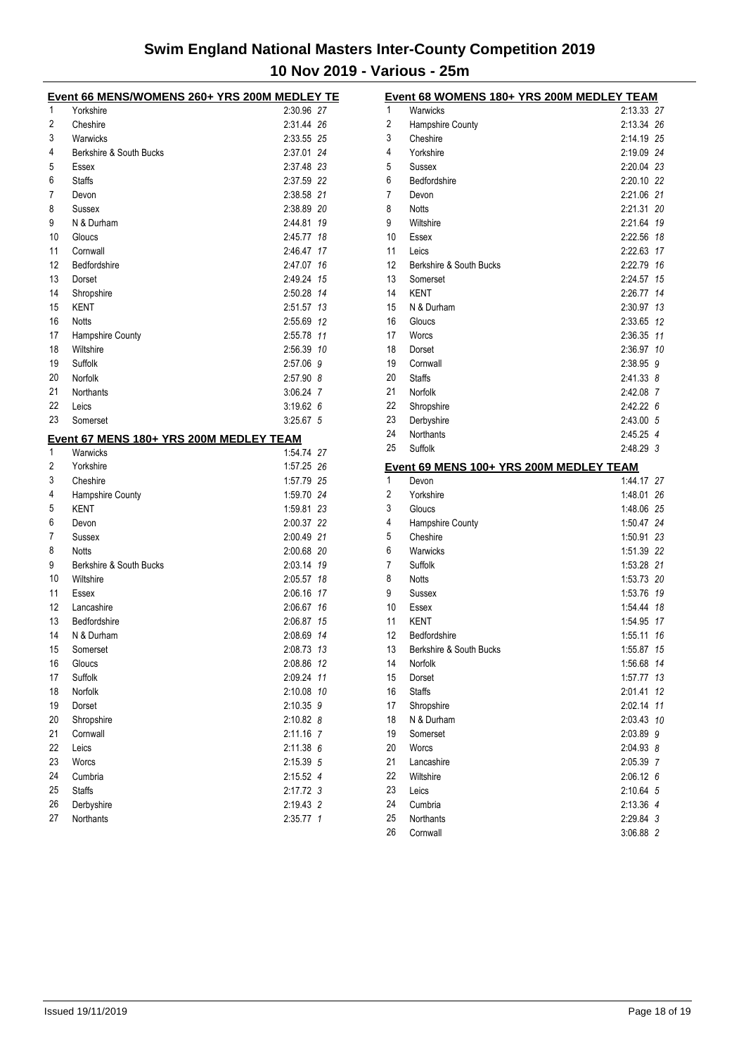# Swim England National Masters Inter-County Competition 2019

## 10 Nov 2019 - Various - 25m

### Event 66 MENS/WOMENS 260+ YRS 200M MEDLEY TE

| Place | Team | Time | Points |
|---|---|---|---|
| 1 | Yorkshire | 2:30.96 | 27 |
| 2 | Cheshire | 2:31.44 | 26 |
| 3 | Warwicks | 2:33.55 | 25 |
| 4 | Berkshire & South Bucks | 2:37.01 | 24 |
| 5 | Essex | 2:37.48 | 23 |
| 6 | Staffs | 2:37.59 | 22 |
| 7 | Devon | 2:38.58 | 21 |
| 8 | Sussex | 2:38.89 | 20 |
| 9 | N & Durham | 2:44.81 | 19 |
| 10 | Gloucs | 2:45.77 | 18 |
| 11 | Cornwall | 2:46.47 | 17 |
| 12 | Bedfordshire | 2:47.07 | 16 |
| 13 | Dorset | 2:49.24 | 15 |
| 14 | Shropshire | 2:50.28 | 14 |
| 15 | KENT | 2:51.57 | 13 |
| 16 | Notts | 2:55.69 | 12 |
| 17 | Hampshire County | 2:55.78 | 11 |
| 18 | Wiltshire | 2:56.39 | 10 |
| 19 | Suffolk | 2:57.06 | 9 |
| 20 | Norfolk | 2:57.90 | 8 |
| 21 | Northants | 3:06.24 | 7 |
| 22 | Leics | 3:19.62 | 6 |
| 23 | Somerset | 3:25.67 | 5 |

### Event 67 MENS 180+ YRS 200M MEDLEY TEAM

| Place | Team | Time | Points |
|---|---|---|---|
| 1 | Warwicks | 1:54.74 | 27 |
| 2 | Yorkshire | 1:57.25 | 26 |
| 3 | Cheshire | 1:57.79 | 25 |
| 4 | Hampshire County | 1:59.70 | 24 |
| 5 | KENT | 1:59.81 | 23 |
| 6 | Devon | 2:00.37 | 22 |
| 7 | Sussex | 2:00.49 | 21 |
| 8 | Notts | 2:00.68 | 20 |
| 9 | Berkshire & South Bucks | 2:03.14 | 19 |
| 10 | Wiltshire | 2:05.57 | 18 |
| 11 | Essex | 2:06.16 | 17 |
| 12 | Lancashire | 2:06.67 | 16 |
| 13 | Bedfordshire | 2:06.87 | 15 |
| 14 | N & Durham | 2:08.69 | 14 |
| 15 | Somerset | 2:08.73 | 13 |
| 16 | Gloucs | 2:08.86 | 12 |
| 17 | Suffolk | 2:09.24 | 11 |
| 18 | Norfolk | 2:10.08 | 10 |
| 19 | Dorset | 2:10.35 | 9 |
| 20 | Shropshire | 2:10.82 | 8 |
| 21 | Cornwall | 2:11.16 | 7 |
| 22 | Leics | 2:11.38 | 6 |
| 23 | Worcs | 2:15.39 | 5 |
| 24 | Cumbria | 2:15.52 | 4 |
| 25 | Staffs | 2:17.72 | 3 |
| 26 | Derbyshire | 2:19.43 | 2 |
| 27 | Northants | 2:35.77 | 1 |

### Event 68 WOMENS 180+ YRS 200M MEDLEY TEAM

| Place | Team | Time | Points |
|---|---|---|---|
| 1 | Warwicks | 2:13.33 | 27 |
| 2 | Hampshire County | 2:13.34 | 26 |
| 3 | Cheshire | 2:14.19 | 25 |
| 4 | Yorkshire | 2:19.09 | 24 |
| 5 | Sussex | 2:20.04 | 23 |
| 6 | Bedfordshire | 2:20.10 | 22 |
| 7 | Devon | 2:21.06 | 21 |
| 8 | Notts | 2:21.31 | 20 |
| 9 | Wiltshire | 2:21.64 | 19 |
| 10 | Essex | 2:22.56 | 18 |
| 11 | Leics | 2:22.63 | 17 |
| 12 | Berkshire & South Bucks | 2:22.79 | 16 |
| 13 | Somerset | 2:24.57 | 15 |
| 14 | KENT | 2:26.77 | 14 |
| 15 | N & Durham | 2:30.97 | 13 |
| 16 | Gloucs | 2:33.65 | 12 |
| 17 | Worcs | 2:36.35 | 11 |
| 18 | Dorset | 2:36.97 | 10 |
| 19 | Cornwall | 2:38.95 | 9 |
| 20 | Staffs | 2:41.33 | 8 |
| 21 | Norfolk | 2:42.08 | 7 |
| 22 | Shropshire | 2:42.22 | 6 |
| 23 | Derbyshire | 2:43.00 | 5 |
| 24 | Northants | 2:45.25 | 4 |
| 25 | Suffolk | 2:48.29 | 3 |

### Event 69 MENS 100+ YRS 200M MEDLEY TEAM

| Place | Team | Time | Points |
|---|---|---|---|
| 1 | Devon | 1:44.17 | 27 |
| 2 | Yorkshire | 1:48.01 | 26 |
| 3 | Gloucs | 1:48.06 | 25 |
| 4 | Hampshire County | 1:50.47 | 24 |
| 5 | Cheshire | 1:50.91 | 23 |
| 6 | Warwicks | 1:51.39 | 22 |
| 7 | Suffolk | 1:53.28 | 21 |
| 8 | Notts | 1:53.73 | 20 |
| 9 | Sussex | 1:53.76 | 19 |
| 10 | Essex | 1:54.44 | 18 |
| 11 | KENT | 1:54.95 | 17 |
| 12 | Bedfordshire | 1:55.11 | 16 |
| 13 | Berkshire & South Bucks | 1:55.87 | 15 |
| 14 | Norfolk | 1:56.68 | 14 |
| 15 | Dorset | 1:57.77 | 13 |
| 16 | Staffs | 2:01.41 | 12 |
| 17 | Shropshire | 2:02.14 | 11 |
| 18 | N & Durham | 2:03.43 | 10 |
| 19 | Somerset | 2:03.89 | 9 |
| 20 | Worcs | 2:04.93 | 8 |
| 21 | Lancashire | 2:05.39 | 7 |
| 22 | Wiltshire | 2:06.12 | 6 |
| 23 | Leics | 2:10.64 | 5 |
| 24 | Cumbria | 2:13.36 | 4 |
| 25 | Northants | 2:29.84 | 3 |
| 26 | Cornwall | 3:06.88 | 2 |

Issued 19/11/2019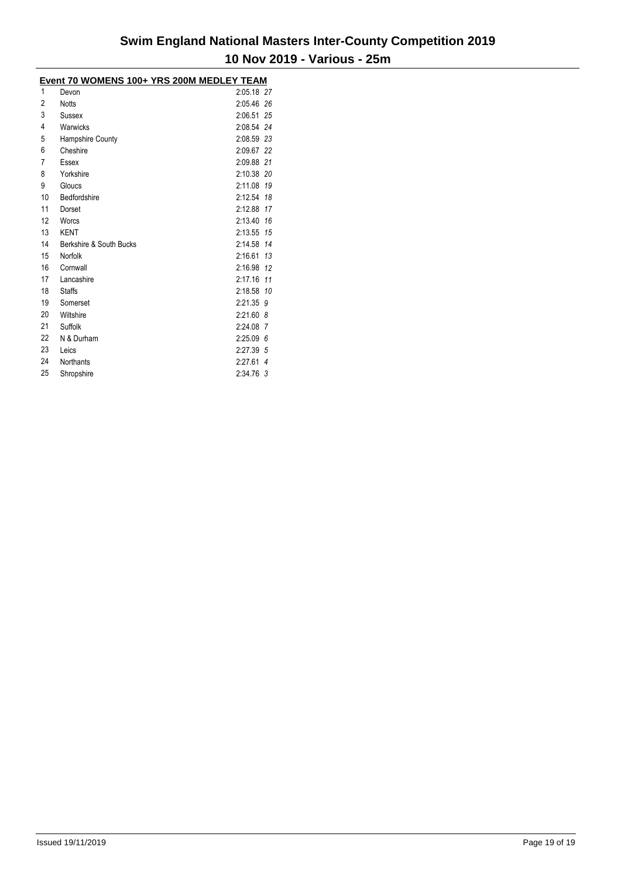# Swim England National Masters Inter-County Competition 2019

## 10 Nov 2019 - Various - 25m

### Event 70 WOMENS 100+ YRS 200M MEDLEY TEAM

| | | | |
|---|---|---|---|
| 1 | Devon | 2:05.18 | *27* |
| 2 | Notts | 2:05.46 | *26* |
| 3 | Sussex | 2:06.51 | *25* |
| 4 | Warwicks | 2:08.54 | *24* |
| 5 | Hampshire County | 2:08.59 | *23* |
| 6 | Cheshire | 2:09.67 | *22* |
| 7 | Essex | 2:09.88 | *21* |
| 8 | Yorkshire | 2:10.38 | *20* |
| 9 | Gloucs | 2:11.08 | *19* |
| 10 | Bedfordshire | 2:12.54 | *18* |
| 11 | Dorset | 2:12.88 | *17* |
| 12 | Worcs | 2:13.40 | *16* |
| 13 | KENT | 2:13.55 | *15* |
| 14 | Berkshire & South Bucks | 2:14.58 | *14* |
| 15 | Norfolk | 2:16.61 | *13* |
| 16 | Cornwall | 2:16.98 | *12* |
| 17 | Lancashire | 2:17.16 | *11* |
| 18 | Staffs | 2:18.58 | *10* |
| 19 | Somerset | 2:21.35 | *9* |
| 20 | Wiltshire | 2:21.60 | *8* |
| 21 | Suffolk | 2:24.08 | *7* |
| 22 | N & Durham | 2:25.09 | *6* |
| 23 | Leics | 2:27.39 | *5* |
| 24 | Northants | 2:27.61 | *4* |
| 25 | Shropshire | 2:34.76 | *3* |

Issued 19/11/2019